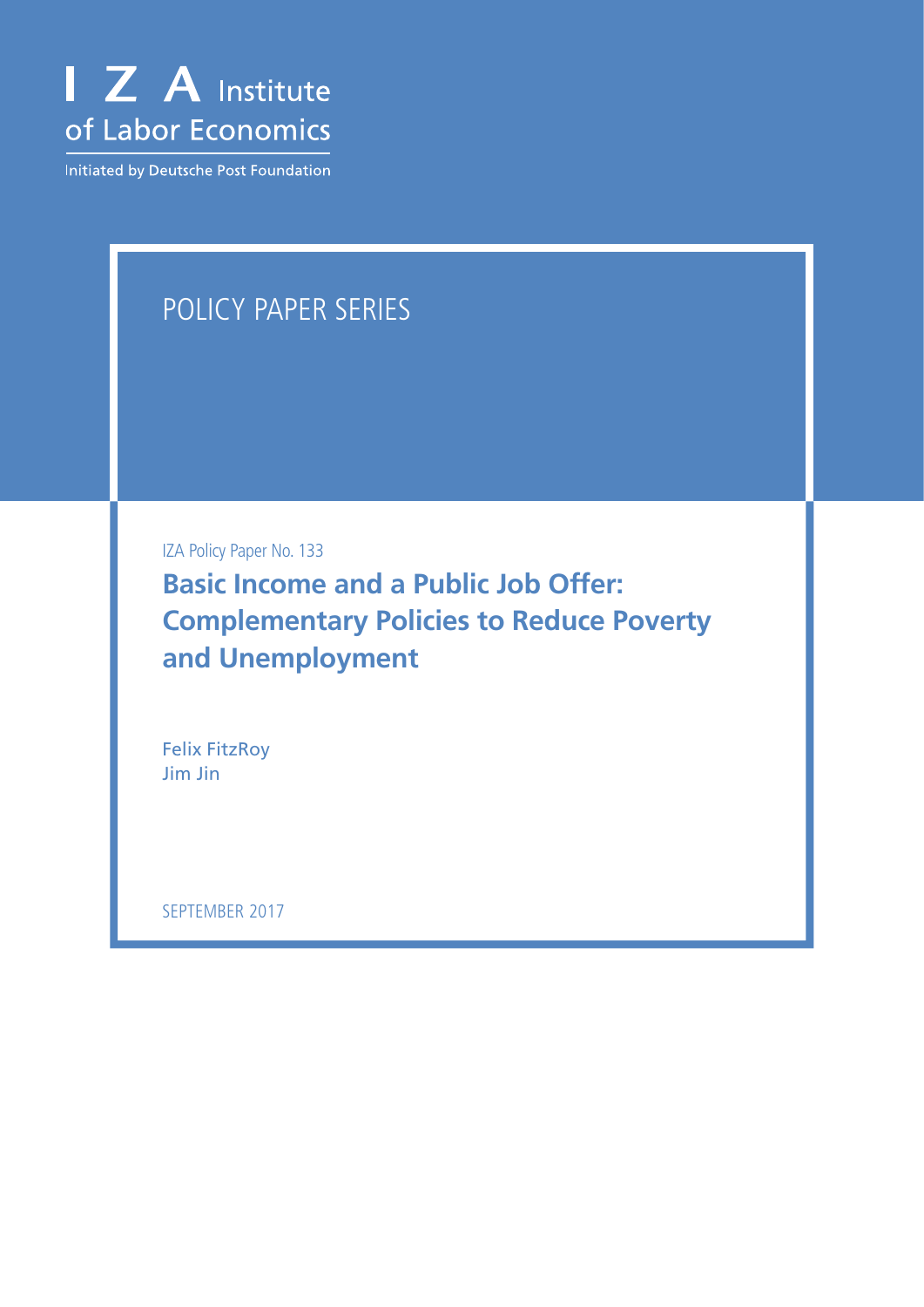I Z A Institute of Labor Economics

Initiated by Deutsche Post Foundation

POLICY PAPER SERIES

IZA Policy Paper No. 133

# Basic Income and a Public Job Offer: Complementary Policies to Reduce Poverty and Unemployment

Felix FitzRoy
Jim Jin

SEPTEMBER 2017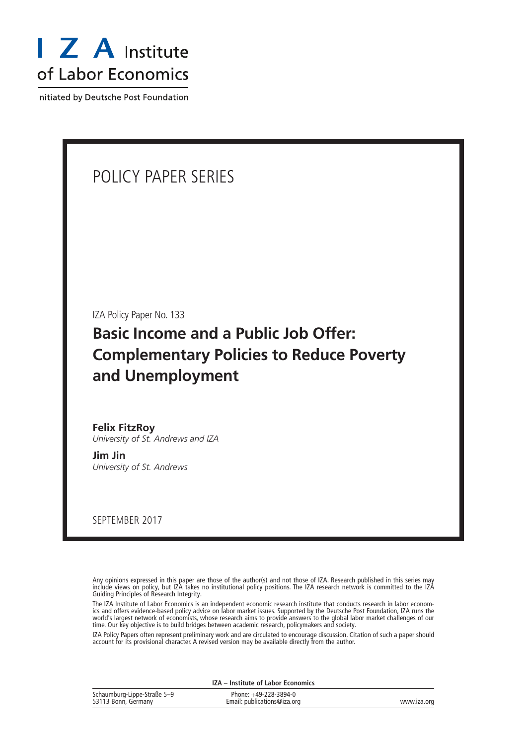# I Z A Institute of Labor Economics

Initiated by Deutsche Post Foundation

POLICY PAPER SERIES

IZA Policy Paper No. 133

## Basic Income and a Public Job Offer: Complementary Policies to Reduce Poverty and Unemployment

**Felix FitzRoy**
*University of St. Andrews and IZA*

**Jim Jin**
*University of St. Andrews*

SEPTEMBER 2017

Any opinions expressed in this paper are those of the author(s) and not those of IZA. Research published in this series may include views on policy, but IZA takes no institutional policy positions. The IZA research network is committed to the IZA Guiding Principles of Research Integrity.

The IZA Institute of Labor Economics is an independent economic research institute that conducts research in labor economics and offers evidence-based policy advice on labor market issues. Supported by the Deutsche Post Foundation, IZA runs the world's largest network of economists, whose research aims to provide answers to the global labor market challenges of our time. Our key objective is to build bridges between academic research, policymakers and society.

IZA Policy Papers often represent preliminary work and are circulated to encourage discussion. Citation of such a paper should account for its provisional character. A revised version may be available directly from the author.

**IZA – Institute of Labor Economics**

| | | |
|---|---|---|
| Schaumburg-Lippe-Straße 5–9<br>53113 Bonn, Germany | Phone: +49-228-3894-0<br>Email: publications@iza.org | www.iza.org |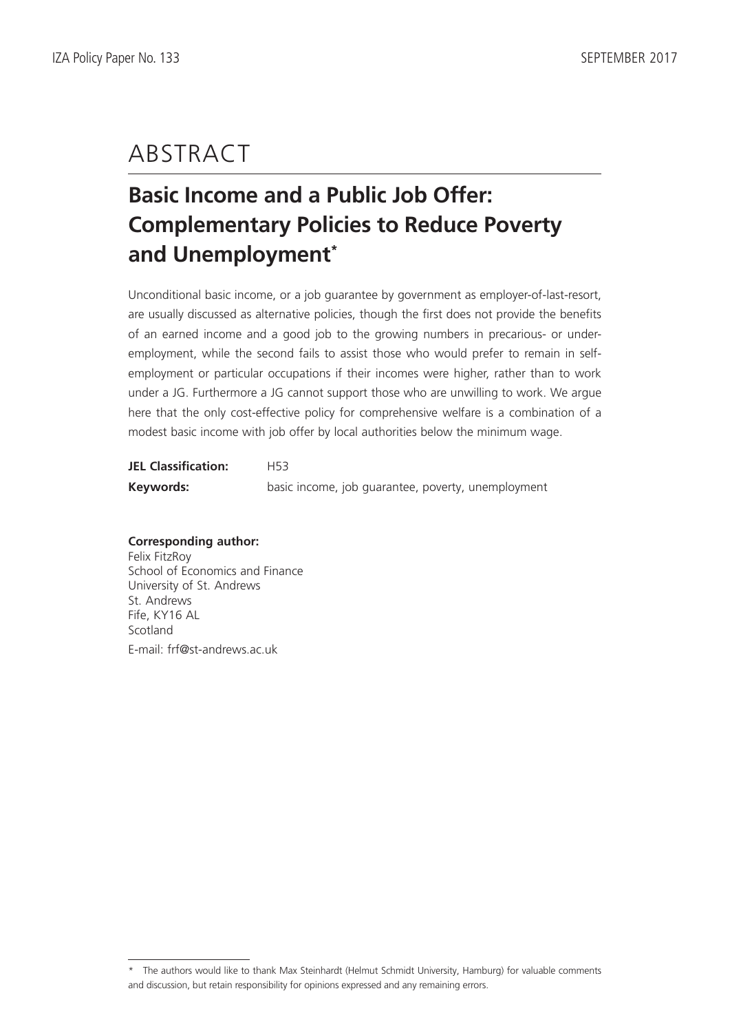# ABSTRACT

## Basic Income and a Public Job Offer: Complementary Policies to Reduce Poverty and Unemployment*

Unconditional basic income, or a job guarantee by government as employer-of-last-resort, are usually discussed as alternative policies, though the first does not provide the benefits of an earned income and a good job to the growing numbers in precarious- or under-employment, while the second fails to assist those who would prefer to remain in self-employment or particular occupations if their incomes were higher, rather than to work under a JG. Furthermore a JG cannot support those who are unwilling to work. We argue here that the only cost-effective policy for comprehensive welfare is a combination of a modest basic income with job offer by local authorities below the minimum wage.

**JEL Classification:** H53

**Keywords:** basic income, job guarantee, poverty, unemployment

**Corresponding author:**

Felix FitzRoy
School of Economics and Finance
University of St. Andrews
St. Andrews
Fife, KY16 AL
Scotland

E-mail: frf@st-andrews.ac.uk

---

* The authors would like to thank Max Steinhardt (Helmut Schmidt University, Hamburg) for valuable comments and discussion, but retain responsibility for opinions expressed and any remaining errors.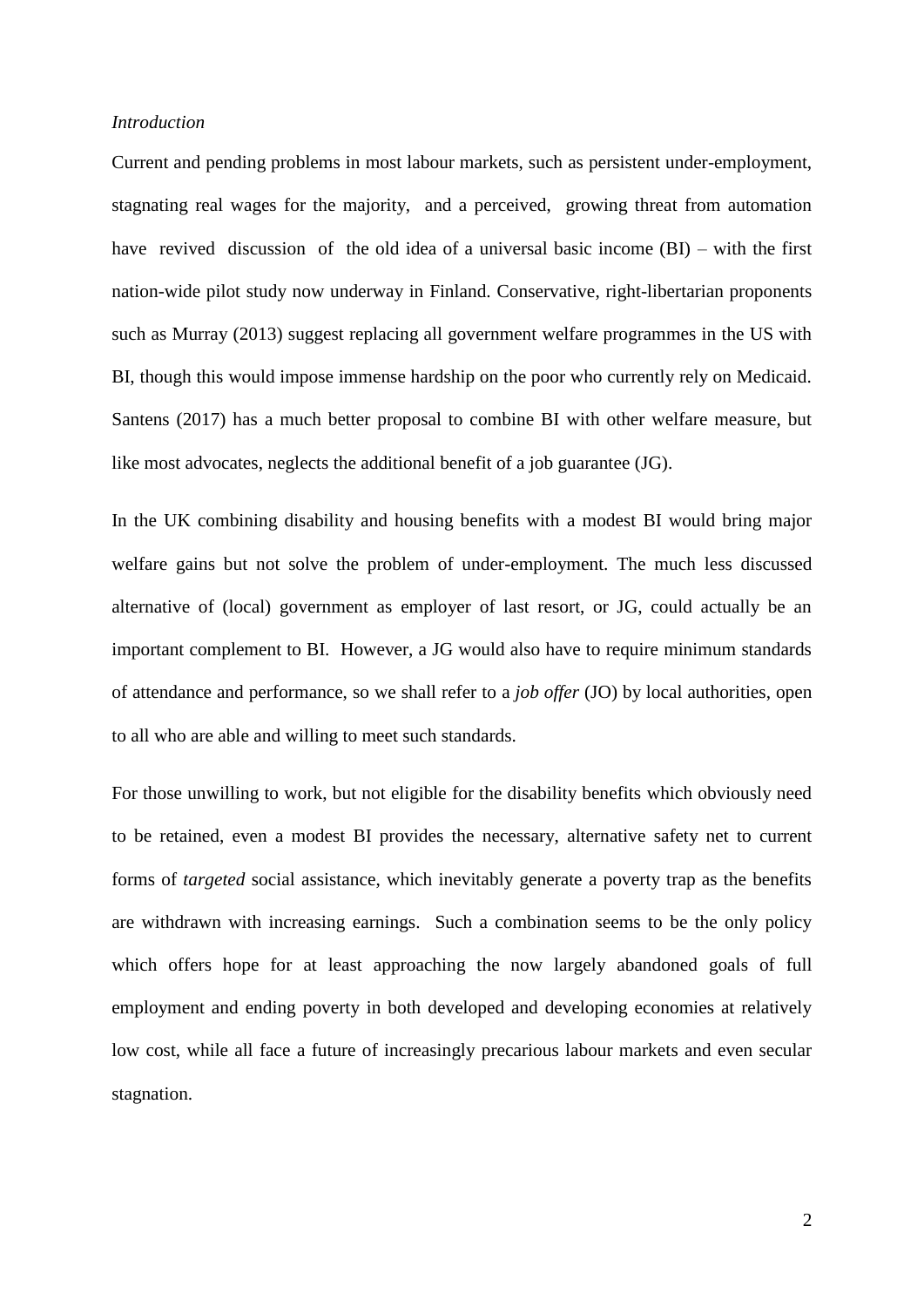*Introduction*

Current and pending problems in most labour markets, such as persistent under-employment, stagnating real wages for the majority, and a perceived, growing threat from automation have revived discussion of the old idea of a universal basic income (BI) – with the first nation-wide pilot study now underway in Finland. Conservative, right-libertarian proponents such as Murray (2013) suggest replacing all government welfare programmes in the US with BI, though this would impose immense hardship on the poor who currently rely on Medicaid. Santens (2017) has a much better proposal to combine BI with other welfare measure, but like most advocates, neglects the additional benefit of a job guarantee (JG).

In the UK combining disability and housing benefits with a modest BI would bring major welfare gains but not solve the problem of under-employment. The much less discussed alternative of (local) government as employer of last resort, or JG, could actually be an important complement to BI. However, a JG would also have to require minimum standards of attendance and performance, so we shall refer to a *job offer* (JO) by local authorities, open to all who are able and willing to meet such standards.

For those unwilling to work, but not eligible for the disability benefits which obviously need to be retained, even a modest BI provides the necessary, alternative safety net to current forms of *targeted* social assistance, which inevitably generate a poverty trap as the benefits are withdrawn with increasing earnings. Such a combination seems to be the only policy which offers hope for at least approaching the now largely abandoned goals of full employment and ending poverty in both developed and developing economies at relatively low cost, while all face a future of increasingly precarious labour markets and even secular stagnation.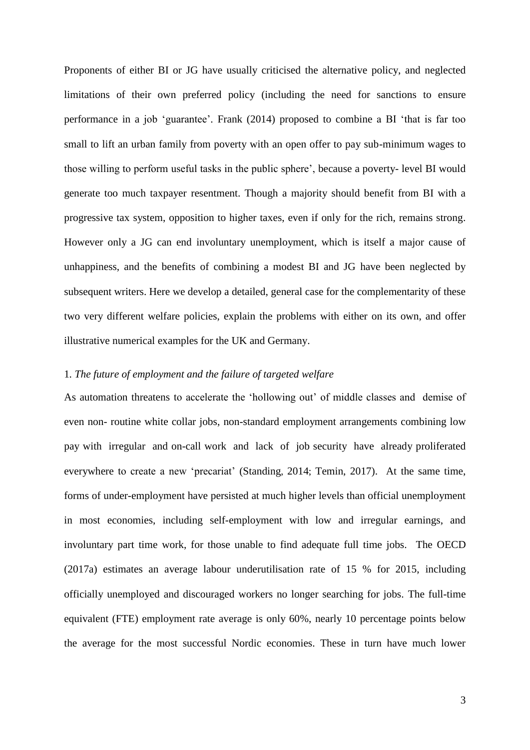Proponents of either BI or JG have usually criticised the alternative policy, and neglected limitations of their own preferred policy (including the need for sanctions to ensure performance in a job 'guarantee'. Frank (2014) proposed to combine a BI 'that is far too small to lift an urban family from poverty with an open offer to pay sub-minimum wages to those willing to perform useful tasks in the public sphere', because a poverty- level BI would generate too much taxpayer resentment. Though a majority should benefit from BI with a progressive tax system, opposition to higher taxes, even if only for the rich, remains strong. However only a JG can end involuntary unemployment, which is itself a major cause of unhappiness, and the benefits of combining a modest BI and JG have been neglected by subsequent writers. Here we develop a detailed, general case for the complementarity of these two very different welfare policies, explain the problems with either on its own, and offer illustrative numerical examples for the UK and Germany.

## 1. *The future of employment and the failure of targeted welfare*

As automation threatens to accelerate the 'hollowing out' of middle classes and demise of even non- routine white collar jobs, non-standard employment arrangements combining low pay with irregular and on-call work and lack of job security have already proliferated everywhere to create a new 'precariat' (Standing, 2014; Temin, 2017). At the same time, forms of under-employment have persisted at much higher levels than official unemployment in most economies, including self-employment with low and irregular earnings, and involuntary part time work, for those unable to find adequate full time jobs. The OECD (2017a) estimates an average labour underutilisation rate of 15 % for 2015, including officially unemployed and discouraged workers no longer searching for jobs. The full-time equivalent (FTE) employment rate average is only 60%, nearly 10 percentage points below the average for the most successful Nordic economies. These in turn have much lower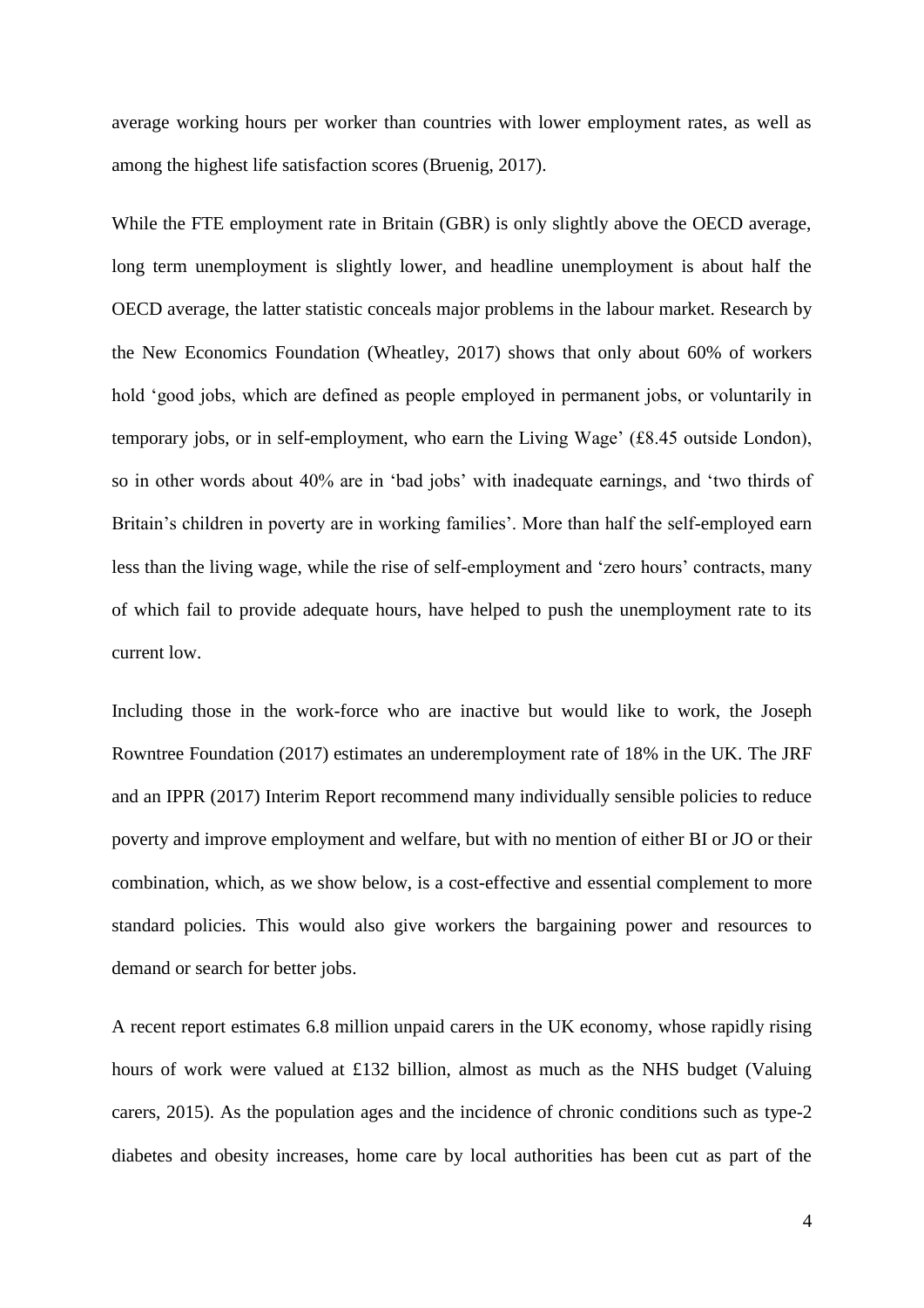average working hours per worker than countries with lower employment rates, as well as among the highest life satisfaction scores (Bruenig, 2017).

While the FTE employment rate in Britain (GBR) is only slightly above the OECD average, long term unemployment is slightly lower, and headline unemployment is about half the OECD average, the latter statistic conceals major problems in the labour market. Research by the New Economics Foundation (Wheatley, 2017) shows that only about 60% of workers hold 'good jobs, which are defined as people employed in permanent jobs, or voluntarily in temporary jobs, or in self-employment, who earn the Living Wage' (£8.45 outside London), so in other words about 40% are in 'bad jobs' with inadequate earnings, and 'two thirds of Britain's children in poverty are in working families'. More than half the self-employed earn less than the living wage, while the rise of self-employment and 'zero hours' contracts, many of which fail to provide adequate hours, have helped to push the unemployment rate to its current low.

Including those in the work-force who are inactive but would like to work, the Joseph Rowntree Foundation (2017) estimates an underemployment rate of 18% in the UK. The JRF and an IPPR (2017) Interim Report recommend many individually sensible policies to reduce poverty and improve employment and welfare, but with no mention of either BI or JO or their combination, which, as we show below, is a cost-effective and essential complement to more standard policies. This would also give workers the bargaining power and resources to demand or search for better jobs.

A recent report estimates 6.8 million unpaid carers in the UK economy, whose rapidly rising hours of work were valued at £132 billion, almost as much as the NHS budget (Valuing carers, 2015). As the population ages and the incidence of chronic conditions such as type-2 diabetes and obesity increases, home care by local authorities has been cut as part of the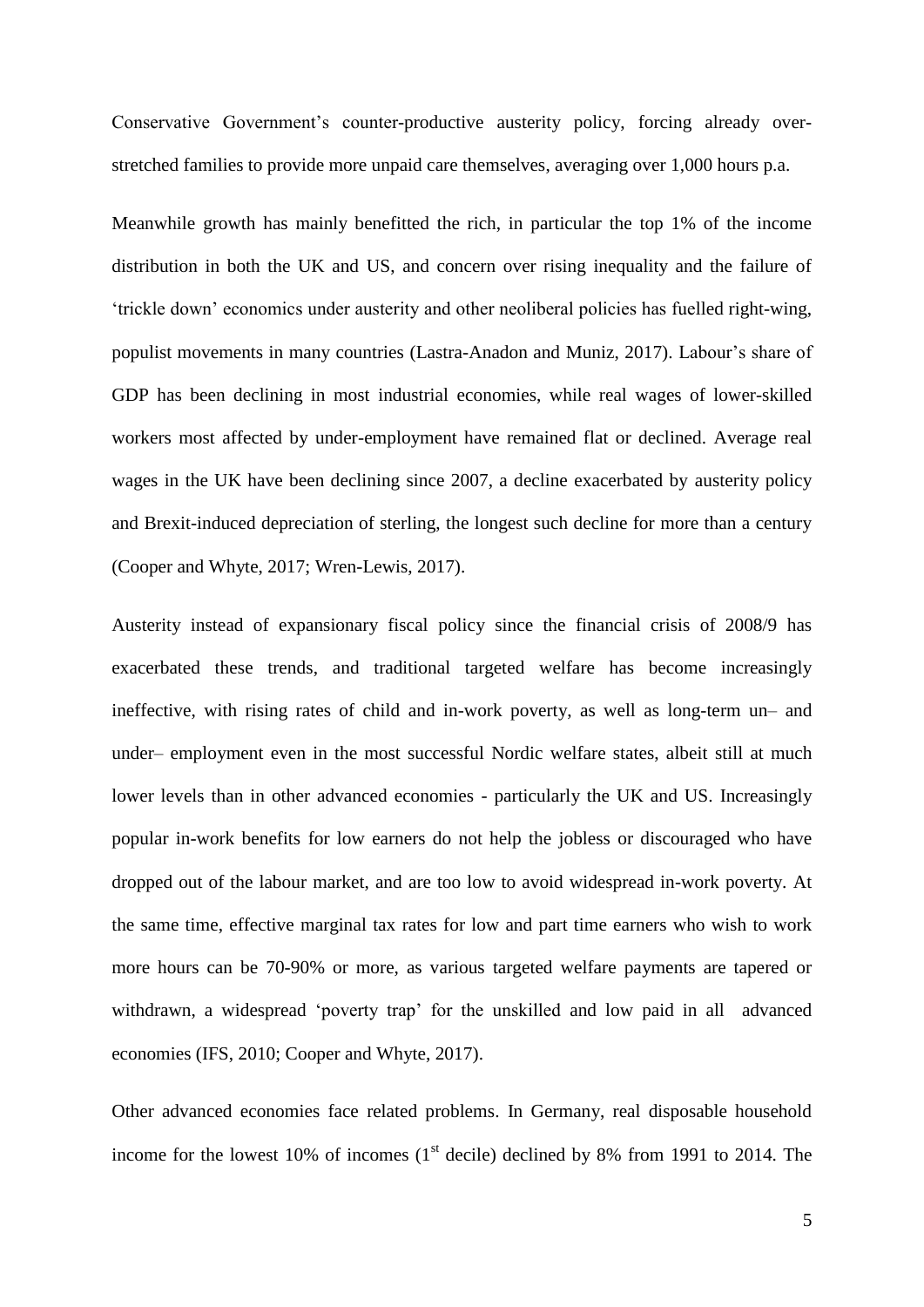Conservative Government's counter-productive austerity policy, forcing already over-stretched families to provide more unpaid care themselves, averaging over 1,000 hours p.a.

Meanwhile growth has mainly benefitted the rich, in particular the top 1% of the income distribution in both the UK and US, and concern over rising inequality and the failure of 'trickle down' economics under austerity and other neoliberal policies has fuelled right-wing, populist movements in many countries (Lastra-Anadon and Muniz, 2017). Labour's share of GDP has been declining in most industrial economies, while real wages of lower-skilled workers most affected by under-employment have remained flat or declined. Average real wages in the UK have been declining since 2007, a decline exacerbated by austerity policy and Brexit-induced depreciation of sterling, the longest such decline for more than a century (Cooper and Whyte, 2017; Wren-Lewis, 2017).

Austerity instead of expansionary fiscal policy since the financial crisis of 2008/9 has exacerbated these trends, and traditional targeted welfare has become increasingly ineffective, with rising rates of child and in-work poverty, as well as long-term un– and under– employment even in the most successful Nordic welfare states, albeit still at much lower levels than in other advanced economies - particularly the UK and US. Increasingly popular in-work benefits for low earners do not help the jobless or discouraged who have dropped out of the labour market, and are too low to avoid widespread in-work poverty. At the same time, effective marginal tax rates for low and part time earners who wish to work more hours can be 70-90% or more, as various targeted welfare payments are tapered or withdrawn, a widespread 'poverty trap' for the unskilled and low paid in all advanced economies (IFS, 2010; Cooper and Whyte, 2017).

Other advanced economies face related problems. In Germany, real disposable household income for the lowest 10% of incomes (1st decile) declined by 8% from 1991 to 2014. The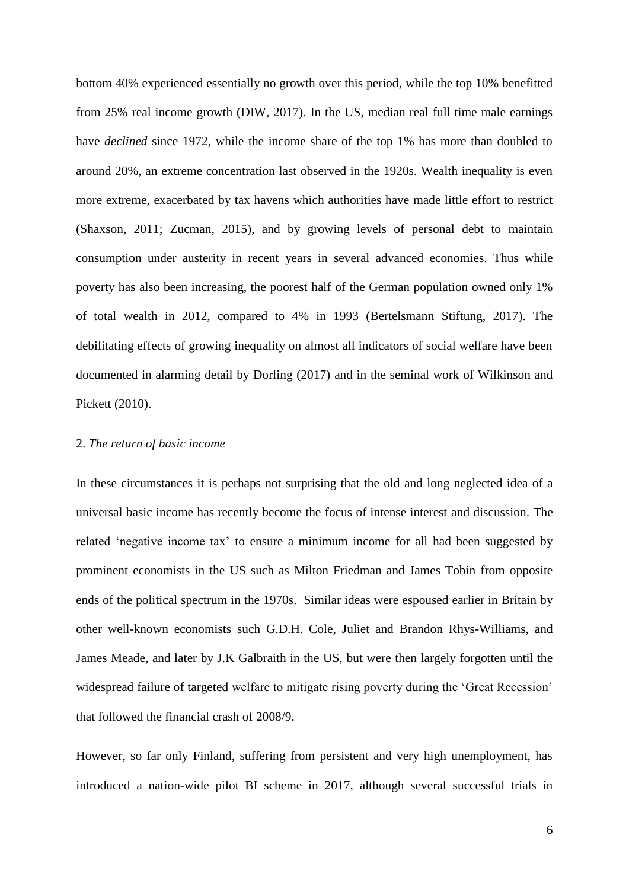bottom 40% experienced essentially no growth over this period, while the top 10% benefitted from 25% real income growth (DIW, 2017). In the US, median real full time male earnings have *declined* since 1972, while the income share of the top 1% has more than doubled to around 20%, an extreme concentration last observed in the 1920s. Wealth inequality is even more extreme, exacerbated by tax havens which authorities have made little effort to restrict (Shaxson, 2011; Zucman, 2015), and by growing levels of personal debt to maintain consumption under austerity in recent years in several advanced economies. Thus while poverty has also been increasing, the poorest half of the German population owned only 1% of total wealth in 2012, compared to 4% in 1993 (Bertelsmann Stiftung, 2017). The debilitating effects of growing inequality on almost all indicators of social welfare have been documented in alarming detail by Dorling (2017) and in the seminal work of Wilkinson and Pickett (2010).

## 2. *The return of basic income*

In these circumstances it is perhaps not surprising that the old and long neglected idea of a universal basic income has recently become the focus of intense interest and discussion. The related 'negative income tax' to ensure a minimum income for all had been suggested by prominent economists in the US such as Milton Friedman and James Tobin from opposite ends of the political spectrum in the 1970s. Similar ideas were espoused earlier in Britain by other well-known economists such G.D.H. Cole, Juliet and Brandon Rhys-Williams, and James Meade, and later by J.K Galbraith in the US, but were then largely forgotten until the widespread failure of targeted welfare to mitigate rising poverty during the 'Great Recession' that followed the financial crash of 2008/9.

However, so far only Finland, suffering from persistent and very high unemployment, has introduced a nation-wide pilot BI scheme in 2017, although several successful trials in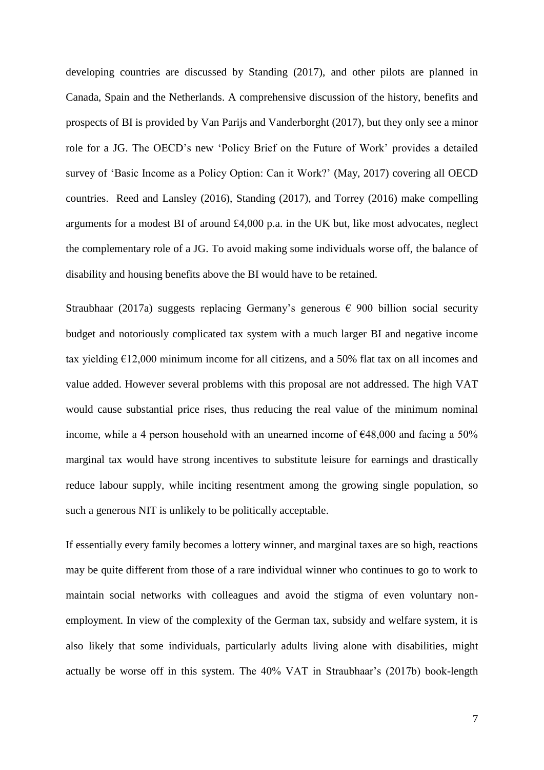developing countries are discussed by Standing (2017), and other pilots are planned in Canada, Spain and the Netherlands. A comprehensive discussion of the history, benefits and prospects of BI is provided by Van Parijs and Vanderborght (2017), but they only see a minor role for a JG. The OECD's new 'Policy Brief on the Future of Work' provides a detailed survey of 'Basic Income as a Policy Option: Can it Work?' (May, 2017) covering all OECD countries. Reed and Lansley (2016), Standing (2017), and Torrey (2016) make compelling arguments for a modest BI of around £4,000 p.a. in the UK but, like most advocates, neglect the complementary role of a JG. To avoid making some individuals worse off, the balance of disability and housing benefits above the BI would have to be retained.

Straubhaar (2017a) suggests replacing Germany's generous € 900 billion social security budget and notoriously complicated tax system with a much larger BI and negative income tax yielding €12,000 minimum income for all citizens, and a 50% flat tax on all incomes and value added. However several problems with this proposal are not addressed. The high VAT would cause substantial price rises, thus reducing the real value of the minimum nominal income, while a 4 person household with an unearned income of €48,000 and facing a 50% marginal tax would have strong incentives to substitute leisure for earnings and drastically reduce labour supply, while inciting resentment among the growing single population, so such a generous NIT is unlikely to be politically acceptable.

If essentially every family becomes a lottery winner, and marginal taxes are so high, reactions may be quite different from those of a rare individual winner who continues to go to work to maintain social networks with colleagues and avoid the stigma of even voluntary non-employment. In view of the complexity of the German tax, subsidy and welfare system, it is also likely that some individuals, particularly adults living alone with disabilities, might actually be worse off in this system. The 40% VAT in Straubhaar's (2017b) book-length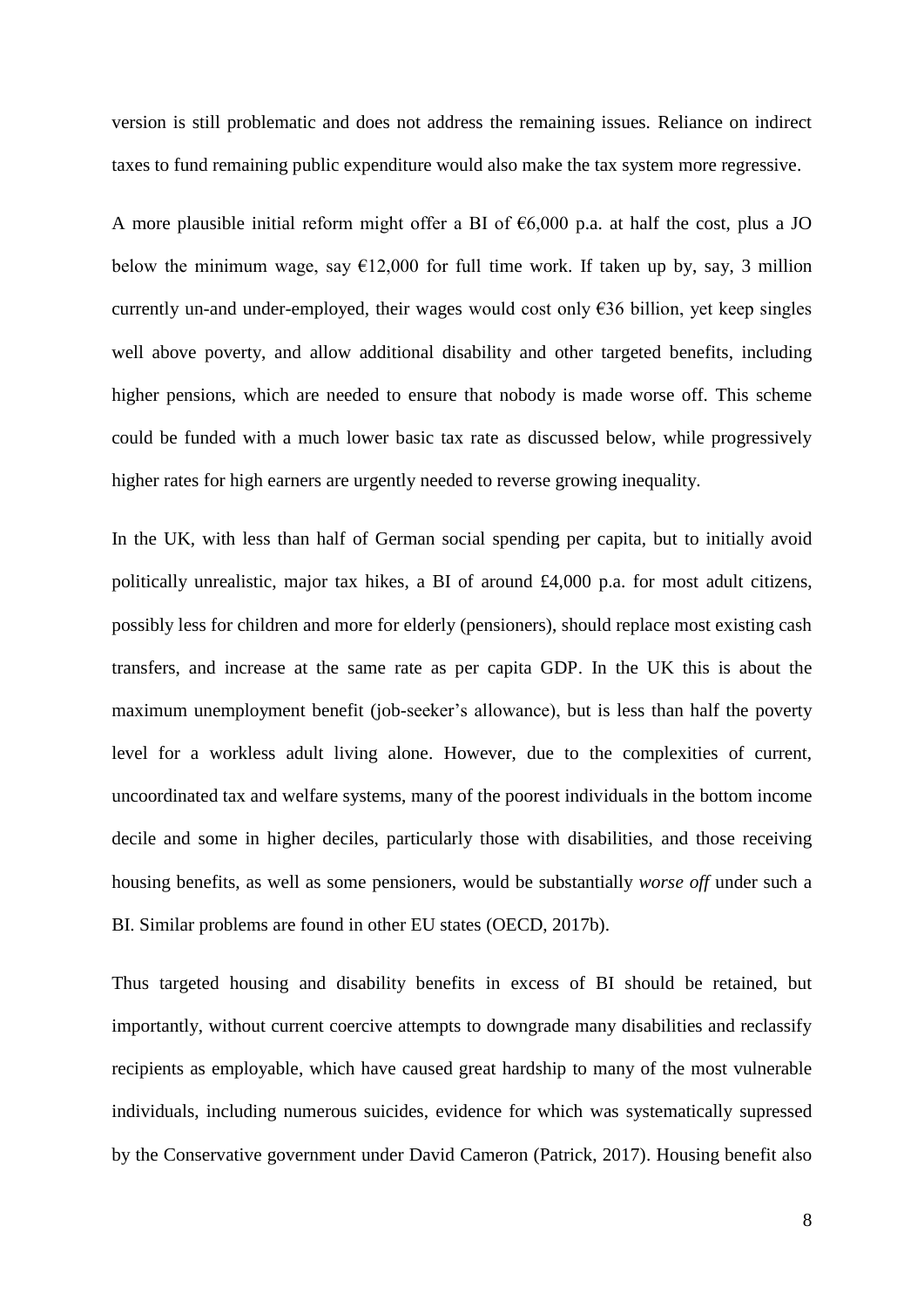version is still problematic and does not address the remaining issues. Reliance on indirect taxes to fund remaining public expenditure would also make the tax system more regressive.

A more plausible initial reform might offer a BI of €6,000 p.a. at half the cost, plus a JO below the minimum wage, say €12,000 for full time work. If taken up by, say, 3 million currently un-and under-employed, their wages would cost only €36 billion, yet keep singles well above poverty, and allow additional disability and other targeted benefits, including higher pensions, which are needed to ensure that nobody is made worse off. This scheme could be funded with a much lower basic tax rate as discussed below, while progressively higher rates for high earners are urgently needed to reverse growing inequality.

In the UK, with less than half of German social spending per capita, but to initially avoid politically unrealistic, major tax hikes, a BI of around £4,000 p.a. for most adult citizens, possibly less for children and more for elderly (pensioners), should replace most existing cash transfers, and increase at the same rate as per capita GDP. In the UK this is about the maximum unemployment benefit (job-seeker's allowance), but is less than half the poverty level for a workless adult living alone. However, due to the complexities of current, uncoordinated tax and welfare systems, many of the poorest individuals in the bottom income decile and some in higher deciles, particularly those with disabilities, and those receiving housing benefits, as well as some pensioners, would be substantially *worse off* under such a BI. Similar problems are found in other EU states (OECD, 2017b).

Thus targeted housing and disability benefits in excess of BI should be retained, but importantly, without current coercive attempts to downgrade many disabilities and reclassify recipients as employable, which have caused great hardship to many of the most vulnerable individuals, including numerous suicides, evidence for which was systematically supressed by the Conservative government under David Cameron (Patrick, 2017). Housing benefit also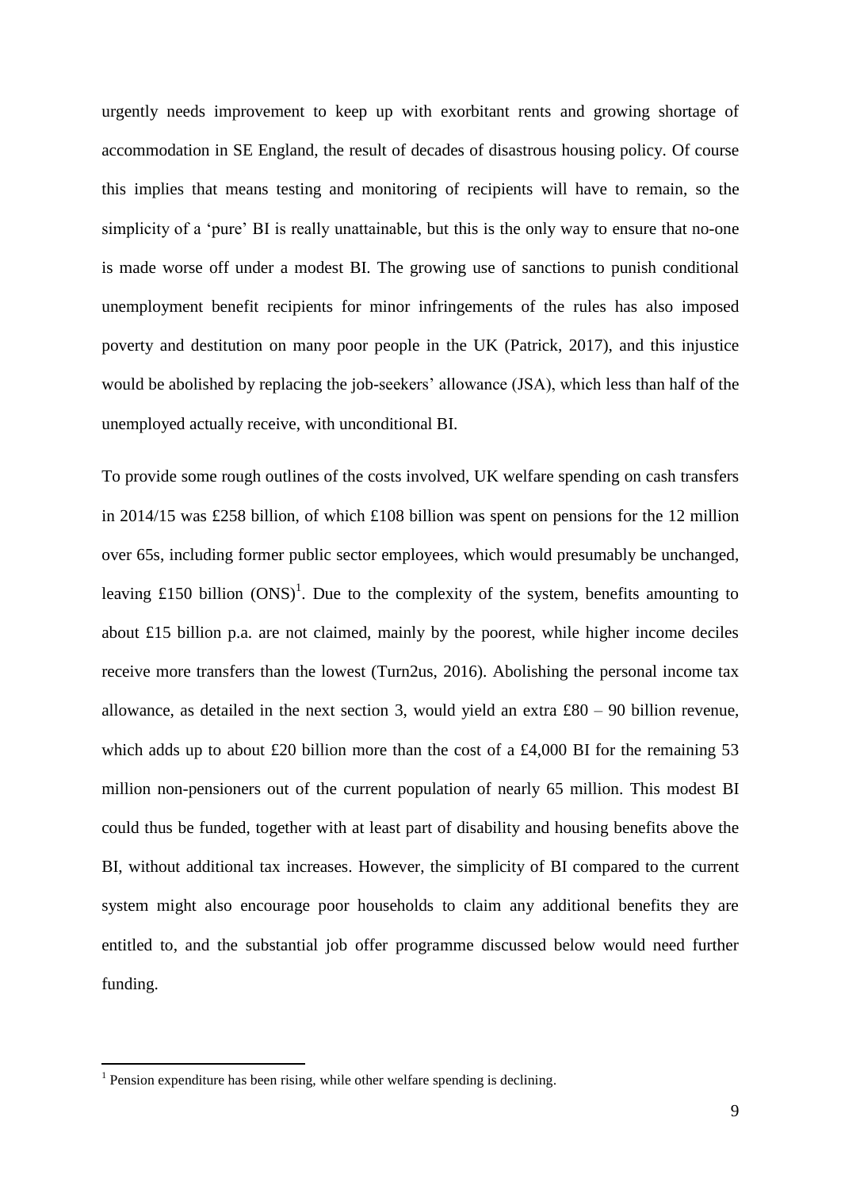urgently needs improvement to keep up with exorbitant rents and growing shortage of accommodation in SE England, the result of decades of disastrous housing policy. Of course this implies that means testing and monitoring of recipients will have to remain, so the simplicity of a 'pure' BI is really unattainable, but this is the only way to ensure that no-one is made worse off under a modest BI. The growing use of sanctions to punish conditional unemployment benefit recipients for minor infringements of the rules has also imposed poverty and destitution on many poor people in the UK (Patrick, 2017), and this injustice would be abolished by replacing the job-seekers' allowance (JSA), which less than half of the unemployed actually receive, with unconditional BI.

To provide some rough outlines of the costs involved, UK welfare spending on cash transfers in 2014/15 was £258 billion, of which £108 billion was spent on pensions for the 12 million over 65s, including former public sector employees, which would presumably be unchanged, leaving £150 billion (ONS)[1]. Due to the complexity of the system, benefits amounting to about £15 billion p.a. are not claimed, mainly by the poorest, while higher income deciles receive more transfers than the lowest (Turn2us, 2016). Abolishing the personal income tax allowance, as detailed in the next section 3, would yield an extra £80 – 90 billion revenue, which adds up to about £20 billion more than the cost of a £4,000 BI for the remaining 53 million non-pensioners out of the current population of nearly 65 million. This modest BI could thus be funded, together with at least part of disability and housing benefits above the BI, without additional tax increases. However, the simplicity of BI compared to the current system might also encourage poor households to claim any additional benefits they are entitled to, and the substantial job offer programme discussed below would need further funding.

[1] Pension expenditure has been rising, while other welfare spending is declining.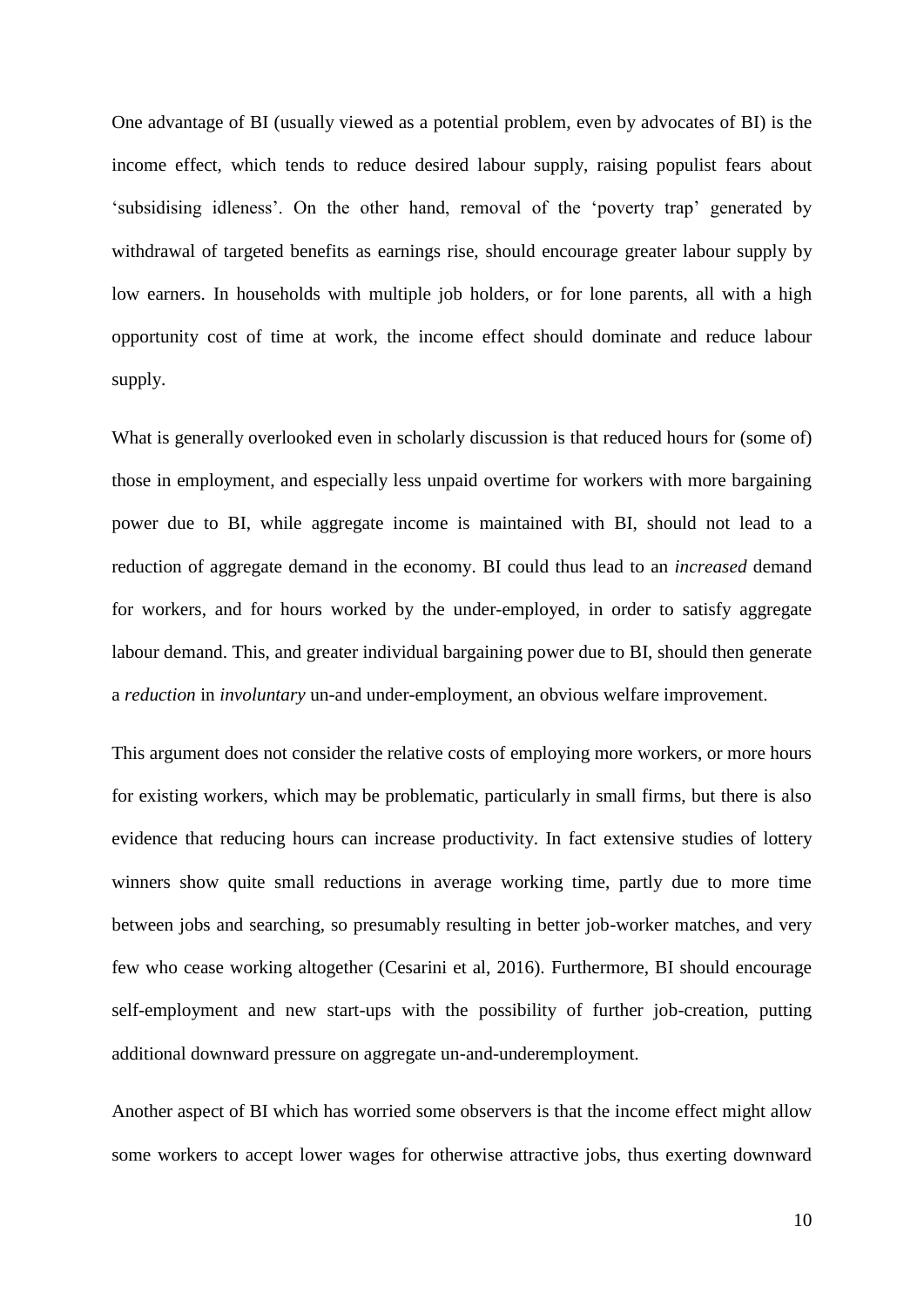One advantage of BI (usually viewed as a potential problem, even by advocates of BI) is the income effect, which tends to reduce desired labour supply, raising populist fears about 'subsidising idleness'. On the other hand, removal of the 'poverty trap' generated by withdrawal of targeted benefits as earnings rise, should encourage greater labour supply by low earners. In households with multiple job holders, or for lone parents, all with a high opportunity cost of time at work, the income effect should dominate and reduce labour supply.

What is generally overlooked even in scholarly discussion is that reduced hours for (some of) those in employment, and especially less unpaid overtime for workers with more bargaining power due to BI, while aggregate income is maintained with BI, should not lead to a reduction of aggregate demand in the economy. BI could thus lead to an *increased* demand for workers, and for hours worked by the under-employed, in order to satisfy aggregate labour demand. This, and greater individual bargaining power due to BI, should then generate a *reduction* in *involuntary* un-and under-employment, an obvious welfare improvement.

This argument does not consider the relative costs of employing more workers, or more hours for existing workers, which may be problematic, particularly in small firms, but there is also evidence that reducing hours can increase productivity. In fact extensive studies of lottery winners show quite small reductions in average working time, partly due to more time between jobs and searching, so presumably resulting in better job-worker matches, and very few who cease working altogether (Cesarini et al, 2016). Furthermore, BI should encourage self-employment and new start-ups with the possibility of further job-creation, putting additional downward pressure on aggregate un-and-underemployment.

Another aspect of BI which has worried some observers is that the income effect might allow some workers to accept lower wages for otherwise attractive jobs, thus exerting downward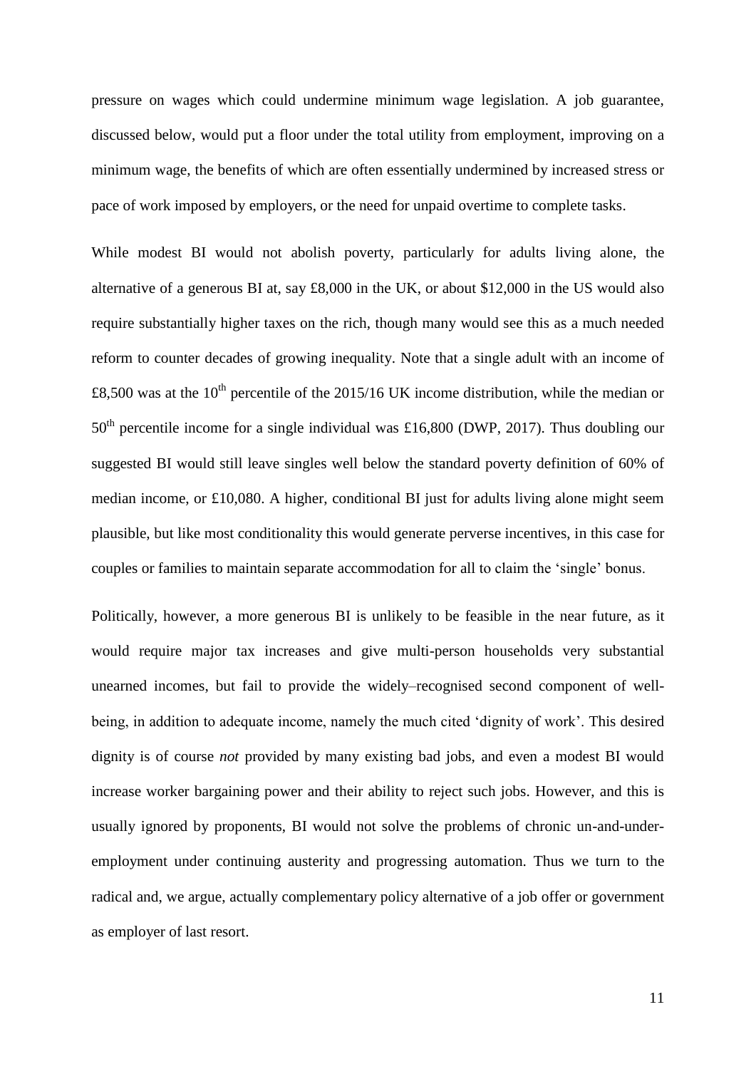pressure on wages which could undermine minimum wage legislation. A job guarantee, discussed below, would put a floor under the total utility from employment, improving on a minimum wage, the benefits of which are often essentially undermined by increased stress or pace of work imposed by employers, or the need for unpaid overtime to complete tasks.

While modest BI would not abolish poverty, particularly for adults living alone, the alternative of a generous BI at, say £8,000 in the UK, or about $12,000 in the US would also require substantially higher taxes on the rich, though many would see this as a much needed reform to counter decades of growing inequality. Note that a single adult with an income of £8,500 was at the 10th percentile of the 2015/16 UK income distribution, while the median or 50th percentile income for a single individual was £16,800 (DWP, 2017). Thus doubling our suggested BI would still leave singles well below the standard poverty definition of 60% of median income, or £10,080. A higher, conditional BI just for adults living alone might seem plausible, but like most conditionality this would generate perverse incentives, in this case for couples or families to maintain separate accommodation for all to claim the 'single' bonus.

Politically, however, a more generous BI is unlikely to be feasible in the near future, as it would require major tax increases and give multi-person households very substantial unearned incomes, but fail to provide the widely–recognised second component of well-being, in addition to adequate income, namely the much cited 'dignity of work'. This desired dignity is of course *not* provided by many existing bad jobs, and even a modest BI would increase worker bargaining power and their ability to reject such jobs. However, and this is usually ignored by proponents, BI would not solve the problems of chronic un-and-under-employment under continuing austerity and progressing automation. Thus we turn to the radical and, we argue, actually complementary policy alternative of a job offer or government as employer of last resort.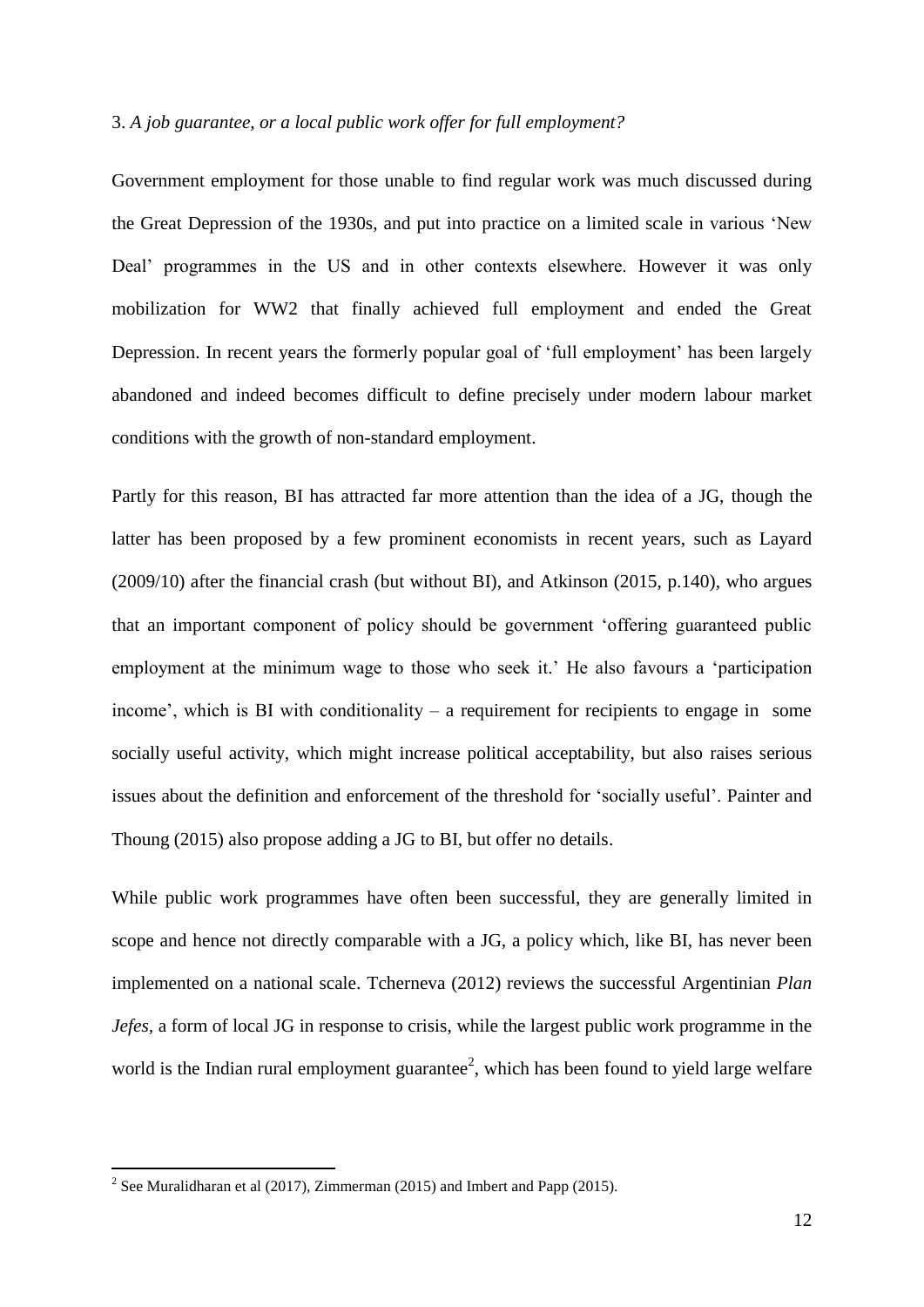### 3. *A job guarantee, or a local public work offer for full employment?*

Government employment for those unable to find regular work was much discussed during the Great Depression of the 1930s, and put into practice on a limited scale in various 'New Deal' programmes in the US and in other contexts elsewhere. However it was only mobilization for WW2 that finally achieved full employment and ended the Great Depression. In recent years the formerly popular goal of 'full employment' has been largely abandoned and indeed becomes difficult to define precisely under modern labour market conditions with the growth of non-standard employment.

Partly for this reason, BI has attracted far more attention than the idea of a JG, though the latter has been proposed by a few prominent economists in recent years, such as Layard (2009/10) after the financial crash (but without BI), and Atkinson (2015, p.140), who argues that an important component of policy should be government 'offering guaranteed public employment at the minimum wage to those who seek it.' He also favours a 'participation income', which is BI with conditionality – a requirement for recipients to engage in some socially useful activity, which might increase political acceptability, but also raises serious issues about the definition and enforcement of the threshold for 'socially useful'. Painter and Thoung (2015) also propose adding a JG to BI, but offer no details.

While public work programmes have often been successful, they are generally limited in scope and hence not directly comparable with a JG, a policy which, like BI, has never been implemented on a national scale. Tcherneva (2012) reviews the successful Argentinian *Plan Jefes*, a form of local JG in response to crisis, while the largest public work programme in the world is the Indian rural employment guarantee[2], which has been found to yield large welfare

[2] See Muralidharan et al (2017), Zimmerman (2015) and Imbert and Papp (2015).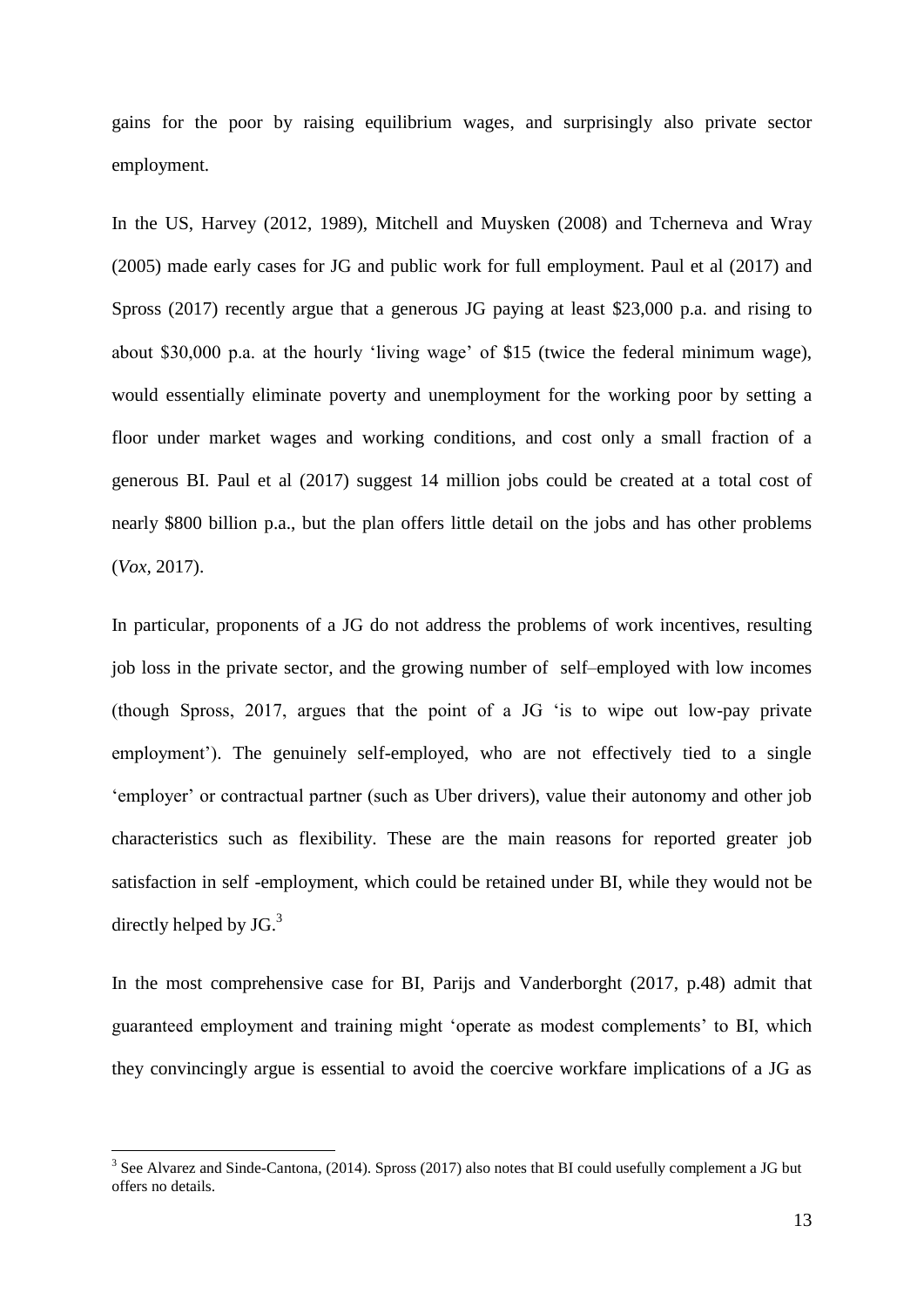gains for the poor by raising equilibrium wages, and surprisingly also private sector employment.

In the US, Harvey (2012, 1989), Mitchell and Muysken (2008) and Tcherneva and Wray (2005) made early cases for JG and public work for full employment. Paul et al (2017) and Spross (2017) recently argue that a generous JG paying at least \$23,000 p.a. and rising to about \$30,000 p.a. at the hourly 'living wage' of \$15 (twice the federal minimum wage), would essentially eliminate poverty and unemployment for the working poor by setting a floor under market wages and working conditions, and cost only a small fraction of a generous BI. Paul et al (2017) suggest 14 million jobs could be created at a total cost of nearly \$800 billion p.a., but the plan offers little detail on the jobs and has other problems (*Vox*, 2017).

In particular, proponents of a JG do not address the problems of work incentives, resulting job loss in the private sector, and the growing number of self–employed with low incomes (though Spross, 2017, argues that the point of a JG 'is to wipe out low-pay private employment'). The genuinely self-employed, who are not effectively tied to a single 'employer' or contractual partner (such as Uber drivers), value their autonomy and other job characteristics such as flexibility. These are the main reasons for reported greater job satisfaction in self -employment, which could be retained under BI, while they would not be directly helped by JG.[3]

In the most comprehensive case for BI, Parijs and Vanderborght (2017, p.48) admit that guaranteed employment and training might 'operate as modest complements' to BI, which they convincingly argue is essential to avoid the coercive workfare implications of a JG as

[3] See Alvarez and Sinde-Cantona, (2014). Spross (2017) also notes that BI could usefully complement a JG but offers no details.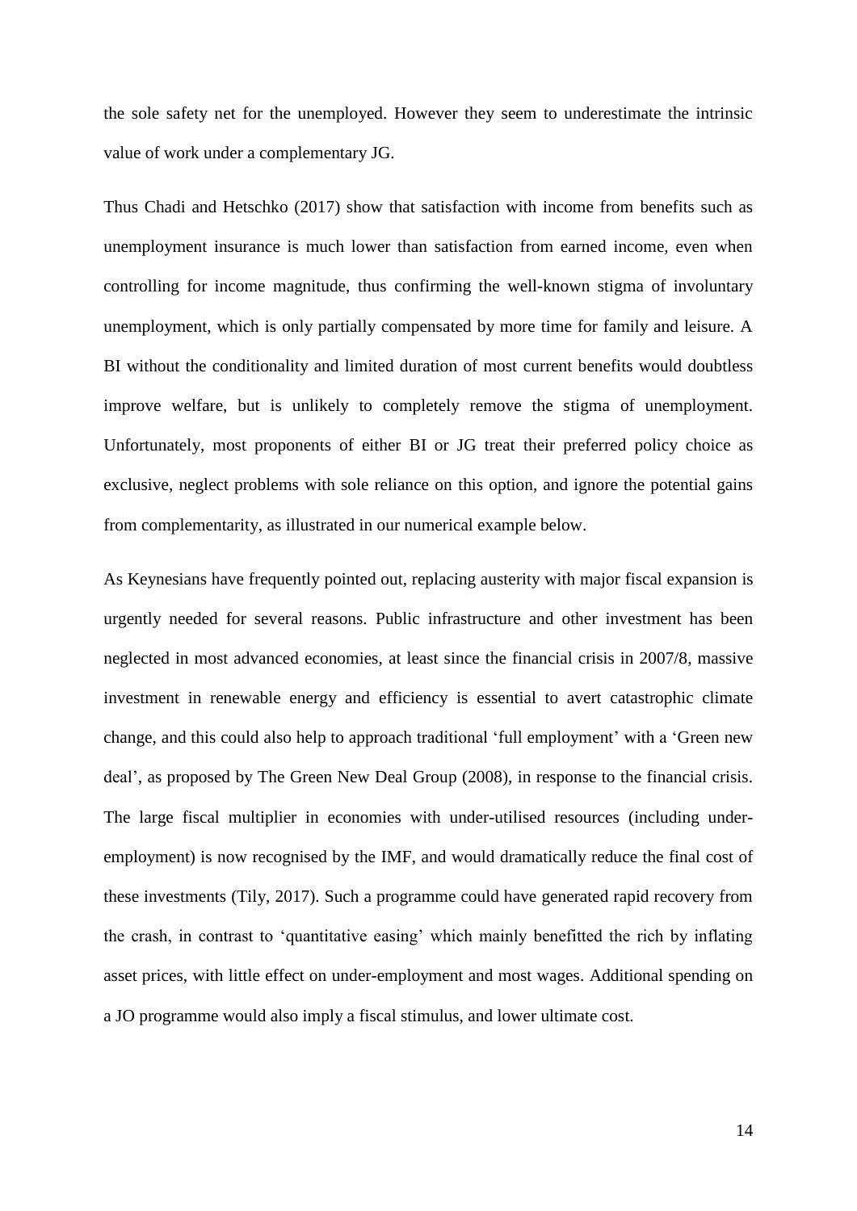the sole safety net for the unemployed. However they seem to underestimate the intrinsic value of work under a complementary JG.

Thus Chadi and Hetschko (2017) show that satisfaction with income from benefits such as unemployment insurance is much lower than satisfaction from earned income, even when controlling for income magnitude, thus confirming the well-known stigma of involuntary unemployment, which is only partially compensated by more time for family and leisure. A BI without the conditionality and limited duration of most current benefits would doubtless improve welfare, but is unlikely to completely remove the stigma of unemployment. Unfortunately, most proponents of either BI or JG treat their preferred policy choice as exclusive, neglect problems with sole reliance on this option, and ignore the potential gains from complementarity, as illustrated in our numerical example below.

As Keynesians have frequently pointed out, replacing austerity with major fiscal expansion is urgently needed for several reasons. Public infrastructure and other investment has been neglected in most advanced economies, at least since the financial crisis in 2007/8, massive investment in renewable energy and efficiency is essential to avert catastrophic climate change, and this could also help to approach traditional 'full employment' with a 'Green new deal', as proposed by The Green New Deal Group (2008), in response to the financial crisis. The large fiscal multiplier in economies with under-utilised resources (including under-employment) is now recognised by the IMF, and would dramatically reduce the final cost of these investments (Tily, 2017). Such a programme could have generated rapid recovery from the crash, in contrast to 'quantitative easing' which mainly benefitted the rich by inflating asset prices, with little effect on under-employment and most wages. Additional spending on a JO programme would also imply a fiscal stimulus, and lower ultimate cost.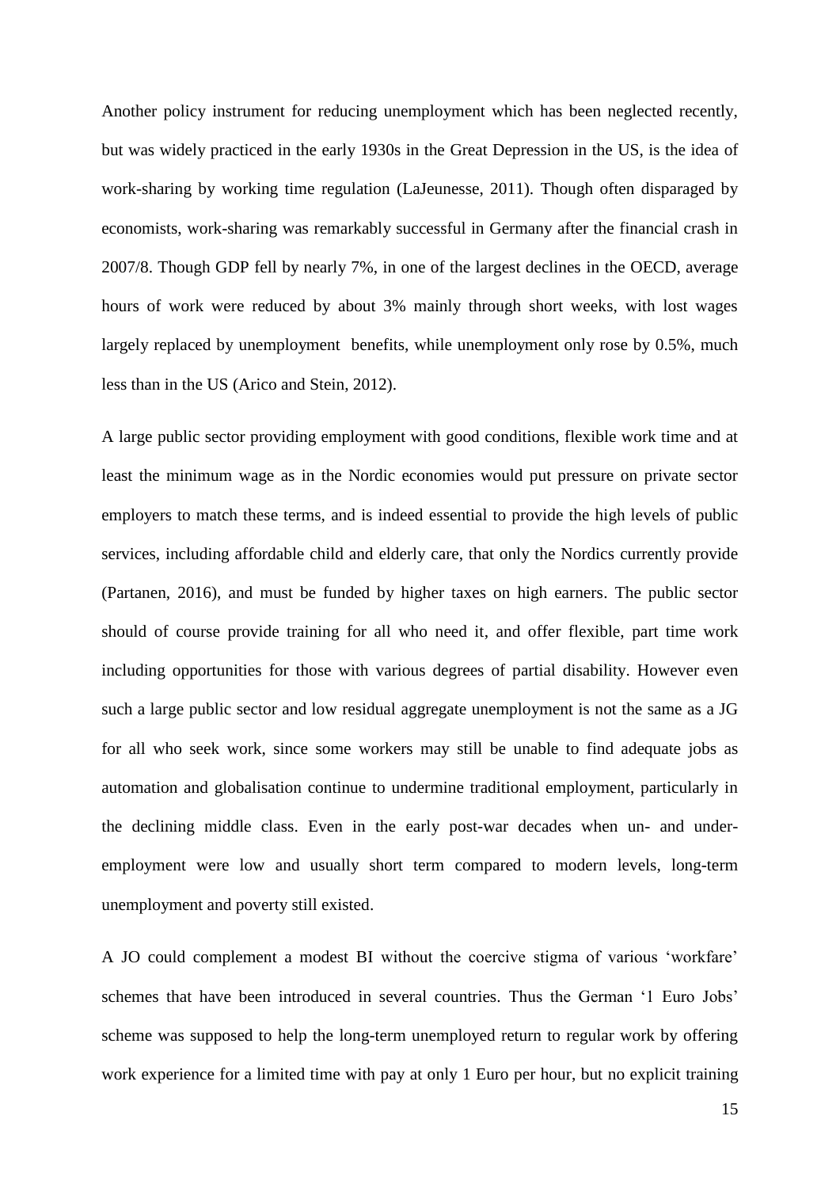Another policy instrument for reducing unemployment which has been neglected recently, but was widely practiced in the early 1930s in the Great Depression in the US, is the idea of work-sharing by working time regulation (LaJeunesse, 2011). Though often disparaged by economists, work-sharing was remarkably successful in Germany after the financial crash in 2007/8. Though GDP fell by nearly 7%, in one of the largest declines in the OECD, average hours of work were reduced by about 3% mainly through short weeks, with lost wages largely replaced by unemployment benefits, while unemployment only rose by 0.5%, much less than in the US (Arico and Stein, 2012).

A large public sector providing employment with good conditions, flexible work time and at least the minimum wage as in the Nordic economies would put pressure on private sector employers to match these terms, and is indeed essential to provide the high levels of public services, including affordable child and elderly care, that only the Nordics currently provide (Partanen, 2016), and must be funded by higher taxes on high earners. The public sector should of course provide training for all who need it, and offer flexible, part time work including opportunities for those with various degrees of partial disability. However even such a large public sector and low residual aggregate unemployment is not the same as a JG for all who seek work, since some workers may still be unable to find adequate jobs as automation and globalisation continue to undermine traditional employment, particularly in the declining middle class. Even in the early post-war decades when un- and under-employment were low and usually short term compared to modern levels, long-term unemployment and poverty still existed.

A JO could complement a modest BI without the coercive stigma of various 'workfare' schemes that have been introduced in several countries. Thus the German '1 Euro Jobs' scheme was supposed to help the long-term unemployed return to regular work by offering work experience for a limited time with pay at only 1 Euro per hour, but no explicit training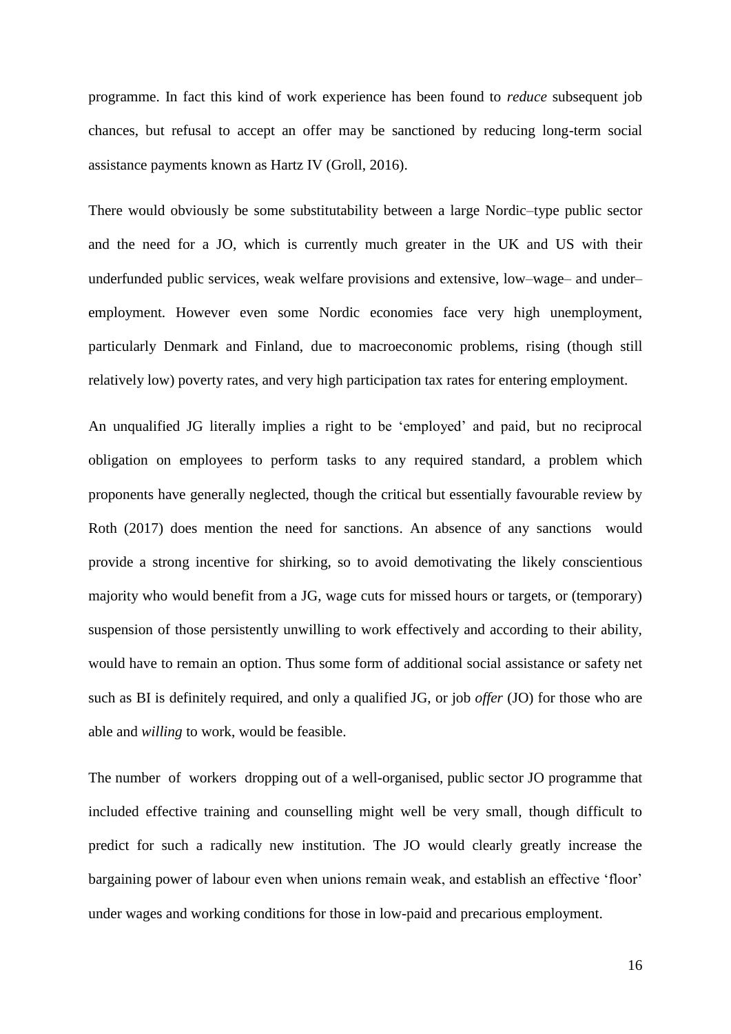programme. In fact this kind of work experience has been found to *reduce* subsequent job chances, but refusal to accept an offer may be sanctioned by reducing long-term social assistance payments known as Hartz IV (Groll, 2016).

There would obviously be some substitutability between a large Nordic–type public sector and the need for a JO, which is currently much greater in the UK and US with their underfunded public services, weak welfare provisions and extensive, low–wage– and under–employment. However even some Nordic economies face very high unemployment, particularly Denmark and Finland, due to macroeconomic problems, rising (though still relatively low) poverty rates, and very high participation tax rates for entering employment.

An unqualified JG literally implies a right to be 'employed' and paid, but no reciprocal obligation on employees to perform tasks to any required standard, a problem which proponents have generally neglected, though the critical but essentially favourable review by Roth (2017) does mention the need for sanctions. An absence of any sanctions would provide a strong incentive for shirking, so to avoid demotivating the likely conscientious majority who would benefit from a JG, wage cuts for missed hours or targets, or (temporary) suspension of those persistently unwilling to work effectively and according to their ability, would have to remain an option. Thus some form of additional social assistance or safety net such as BI is definitely required, and only a qualified JG, or job *offer* (JO) for those who are able and *willing* to work, would be feasible.

The number of workers dropping out of a well-organised, public sector JO programme that included effective training and counselling might well be very small, though difficult to predict for such a radically new institution. The JO would clearly greatly increase the bargaining power of labour even when unions remain weak, and establish an effective 'floor' under wages and working conditions for those in low-paid and precarious employment.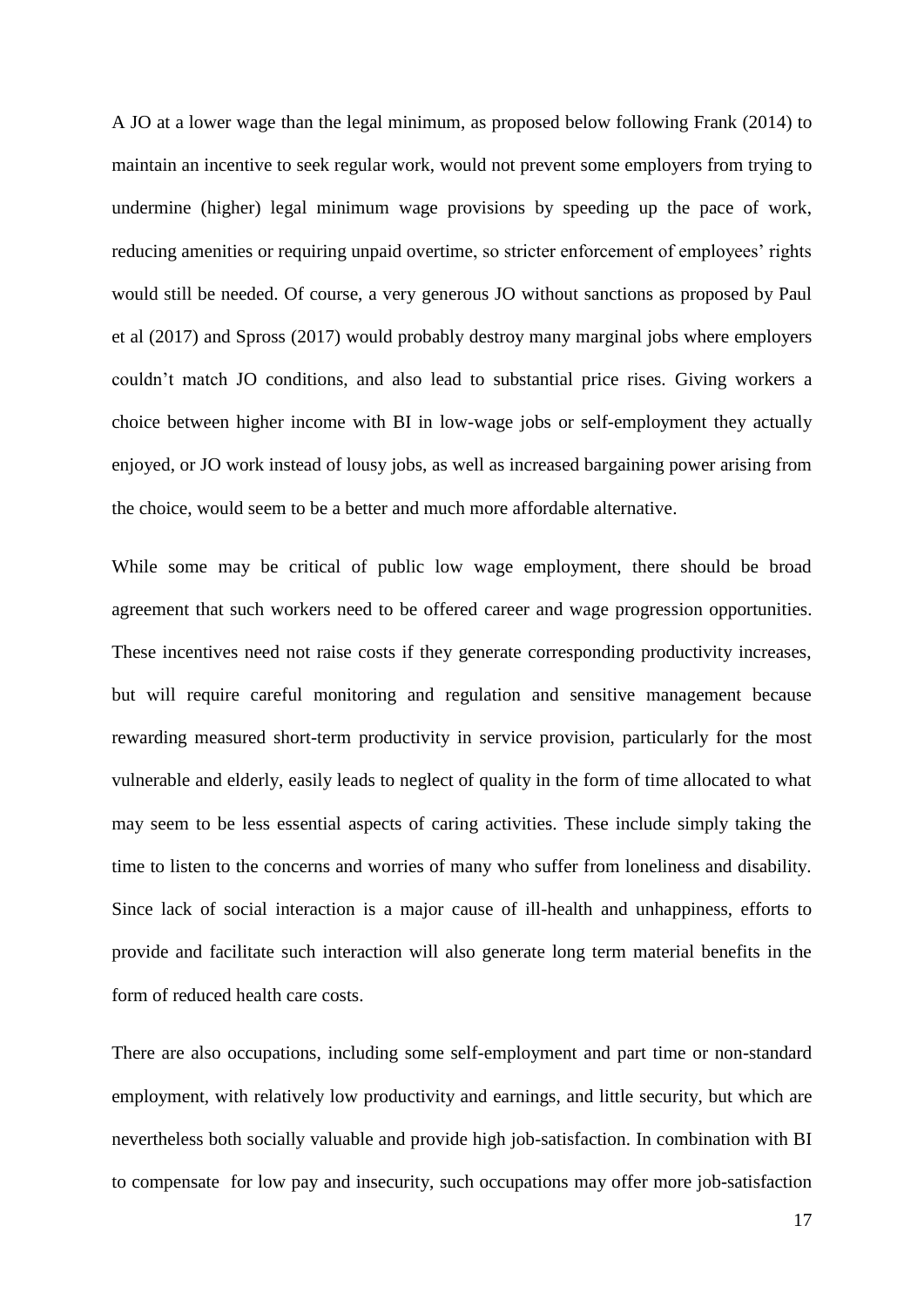A JO at a lower wage than the legal minimum, as proposed below following Frank (2014) to maintain an incentive to seek regular work, would not prevent some employers from trying to undermine (higher) legal minimum wage provisions by speeding up the pace of work, reducing amenities or requiring unpaid overtime, so stricter enforcement of employees' rights would still be needed. Of course, a very generous JO without sanctions as proposed by Paul et al (2017) and Spross (2017) would probably destroy many marginal jobs where employers couldn't match JO conditions, and also lead to substantial price rises. Giving workers a choice between higher income with BI in low-wage jobs or self-employment they actually enjoyed, or JO work instead of lousy jobs, as well as increased bargaining power arising from the choice, would seem to be a better and much more affordable alternative.

While some may be critical of public low wage employment, there should be broad agreement that such workers need to be offered career and wage progression opportunities. These incentives need not raise costs if they generate corresponding productivity increases, but will require careful monitoring and regulation and sensitive management because rewarding measured short-term productivity in service provision, particularly for the most vulnerable and elderly, easily leads to neglect of quality in the form of time allocated to what may seem to be less essential aspects of caring activities. These include simply taking the time to listen to the concerns and worries of many who suffer from loneliness and disability. Since lack of social interaction is a major cause of ill-health and unhappiness, efforts to provide and facilitate such interaction will also generate long term material benefits in the form of reduced health care costs.

There are also occupations, including some self-employment and part time or non-standard employment, with relatively low productivity and earnings, and little security, but which are nevertheless both socially valuable and provide high job-satisfaction. In combination with BI to compensate for low pay and insecurity, such occupations may offer more job-satisfaction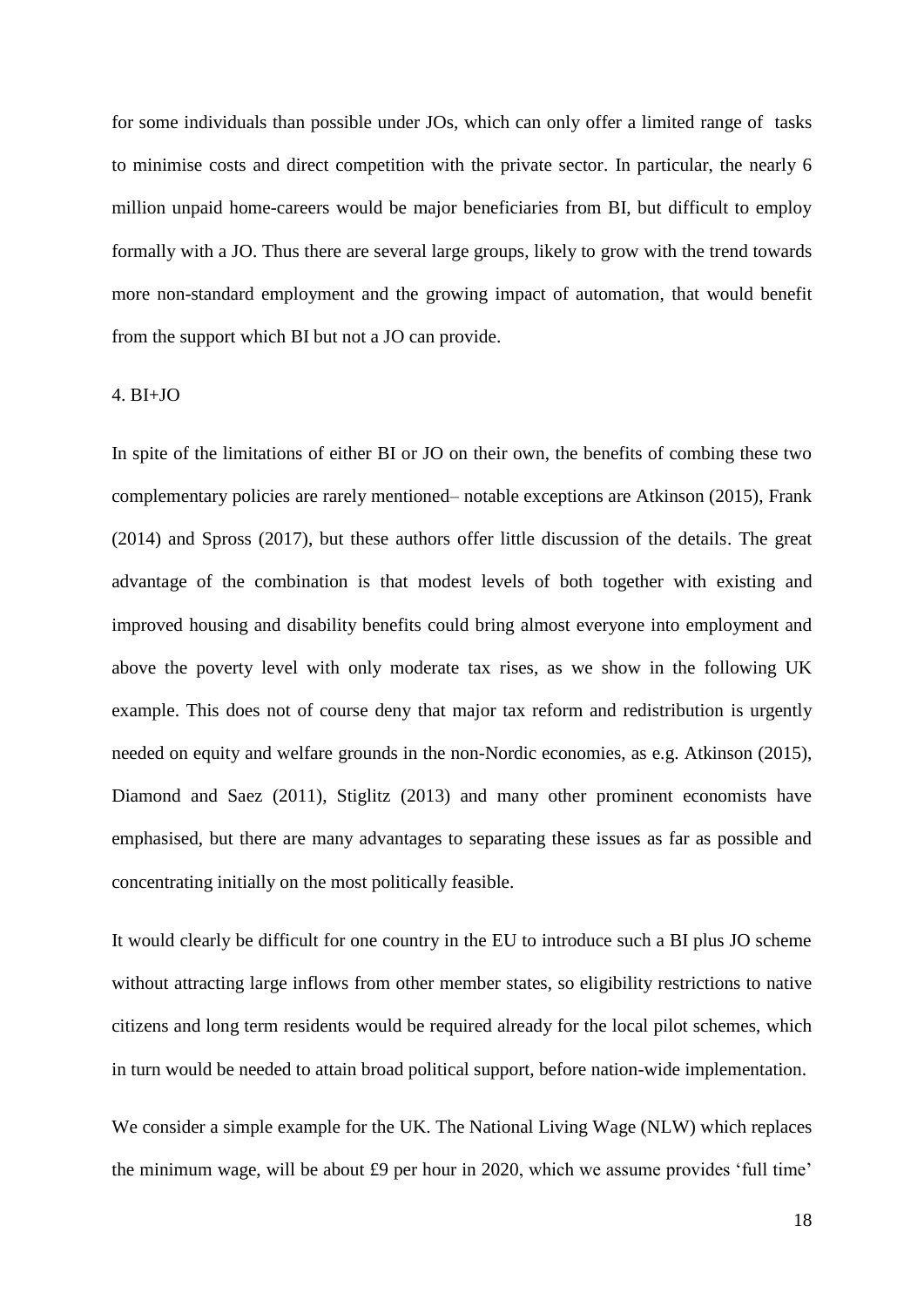for some individuals than possible under JOs, which can only offer a limited range of  tasks to minimise costs and direct competition with the private sector. In particular, the nearly 6 million unpaid home-careers would be major beneficiaries from BI, but difficult to employ formally with a JO. Thus there are several large groups, likely to grow with the trend towards more non-standard employment and the growing impact of automation, that would benefit from the support which BI but not a JO can provide.

## 4. BI+JO

In spite of the limitations of either BI or JO on their own, the benefits of combing these two complementary policies are rarely mentioned– notable exceptions are Atkinson (2015), Frank (2014) and Spross (2017), but these authors offer little discussion of the details. The great advantage of the combination is that modest levels of both together with existing and improved housing and disability benefits could bring almost everyone into employment and above the poverty level with only moderate tax rises, as we show in the following UK example. This does not of course deny that major tax reform and redistribution is urgently needed on equity and welfare grounds in the non-Nordic economies, as e.g. Atkinson (2015), Diamond and Saez (2011), Stiglitz (2013) and many other prominent economists have emphasised, but there are many advantages to separating these issues as far as possible and concentrating initially on the most politically feasible.

It would clearly be difficult for one country in the EU to introduce such a BI plus JO scheme without attracting large inflows from other member states, so eligibility restrictions to native citizens and long term residents would be required already for the local pilot schemes, which in turn would be needed to attain broad political support, before nation-wide implementation.

We consider a simple example for the UK. The National Living Wage (NLW) which replaces the minimum wage, will be about £9 per hour in 2020, which we assume provides 'full time'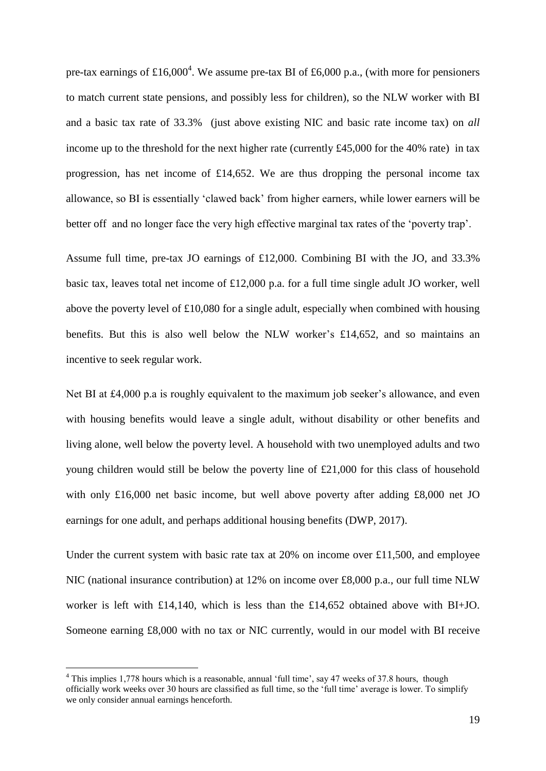pre-tax earnings of £16,000[4]. We assume pre-tax BI of £6,000 p.a., (with more for pensioners to match current state pensions, and possibly less for children), so the NLW worker with BI and a basic tax rate of 33.3% (just above existing NIC and basic rate income tax) on *all* income up to the threshold for the next higher rate (currently £45,000 for the 40% rate) in tax progression, has net income of £14,652. We are thus dropping the personal income tax allowance, so BI is essentially 'clawed back' from higher earners, while lower earners will be better off and no longer face the very high effective marginal tax rates of the 'poverty trap'.

Assume full time, pre-tax JO earnings of £12,000. Combining BI with the JO, and 33.3% basic tax, leaves total net income of £12,000 p.a. for a full time single adult JO worker, well above the poverty level of £10,080 for a single adult, especially when combined with housing benefits. But this is also well below the NLW worker's £14,652, and so maintains an incentive to seek regular work.

Net BI at £4,000 p.a is roughly equivalent to the maximum job seeker's allowance, and even with housing benefits would leave a single adult, without disability or other benefits and living alone, well below the poverty level. A household with two unemployed adults and two young children would still be below the poverty line of £21,000 for this class of household with only £16,000 net basic income, but well above poverty after adding £8,000 net JO earnings for one adult, and perhaps additional housing benefits (DWP, 2017).

Under the current system with basic rate tax at 20% on income over £11,500, and employee NIC (national insurance contribution) at 12% on income over £8,000 p.a., our full time NLW worker is left with £14,140, which is less than the £14,652 obtained above with BI+JO. Someone earning £8,000 with no tax or NIC currently, would in our model with BI receive

[4] This implies 1,778 hours which is a reasonable, annual 'full time', say 47 weeks of 37.8 hours, though officially work weeks over 30 hours are classified as full time, so the 'full time' average is lower. To simplify we only consider annual earnings henceforth.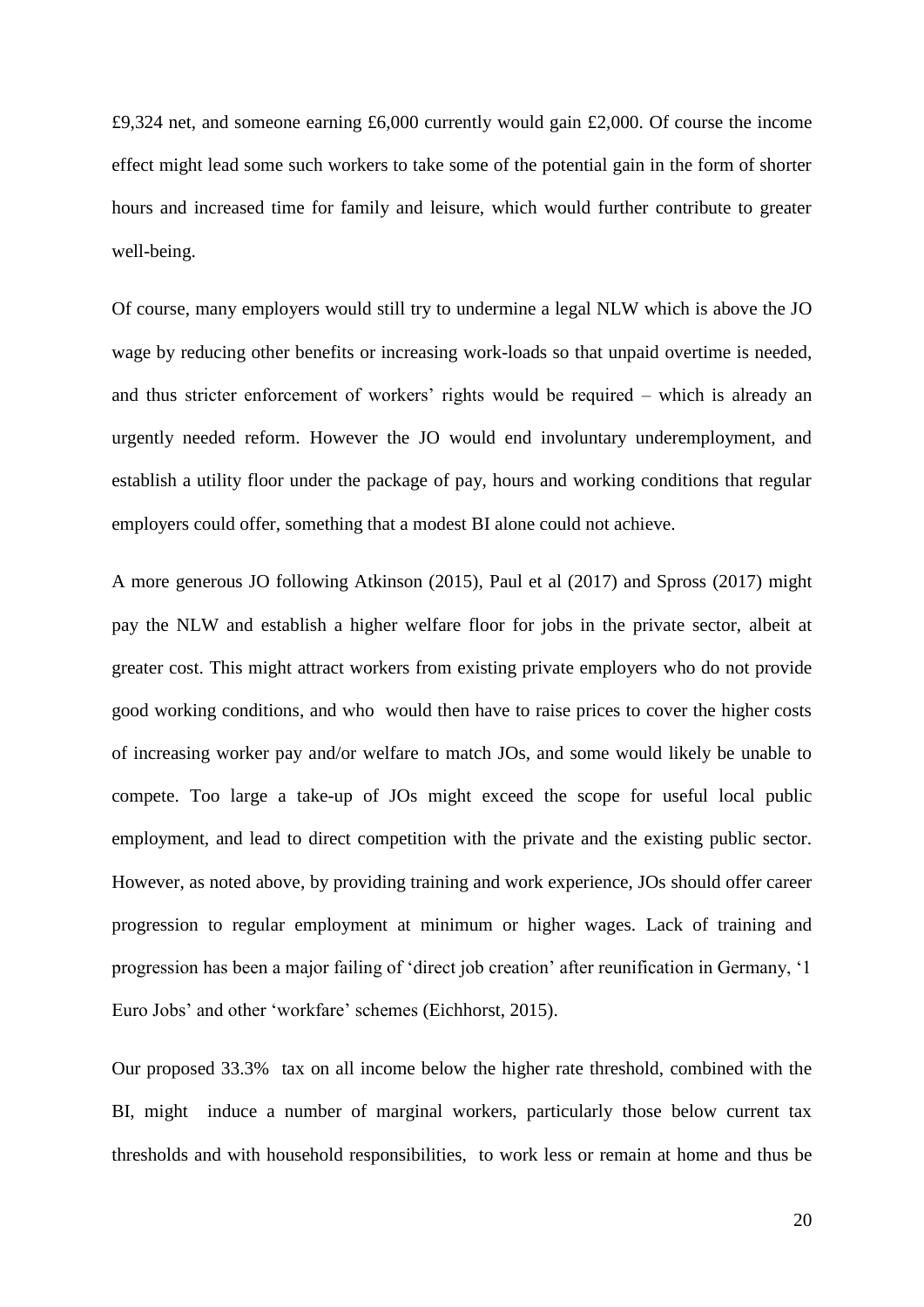£9,324 net, and someone earning £6,000 currently would gain £2,000. Of course the income effect might lead some such workers to take some of the potential gain in the form of shorter hours and increased time for family and leisure, which would further contribute to greater well-being.

Of course, many employers would still try to undermine a legal NLW which is above the JO wage by reducing other benefits or increasing work-loads so that unpaid overtime is needed, and thus stricter enforcement of workers' rights would be required – which is already an urgently needed reform. However the JO would end involuntary underemployment, and establish a utility floor under the package of pay, hours and working conditions that regular employers could offer, something that a modest BI alone could not achieve.

A more generous JO following Atkinson (2015), Paul et al (2017) and Spross (2017) might pay the NLW and establish a higher welfare floor for jobs in the private sector, albeit at greater cost. This might attract workers from existing private employers who do not provide good working conditions, and who would then have to raise prices to cover the higher costs of increasing worker pay and/or welfare to match JOs, and some would likely be unable to compete. Too large a take-up of JOs might exceed the scope for useful local public employment, and lead to direct competition with the private and the existing public sector. However, as noted above, by providing training and work experience, JOs should offer career progression to regular employment at minimum or higher wages. Lack of training and progression has been a major failing of 'direct job creation' after reunification in Germany, '1 Euro Jobs' and other 'workfare' schemes (Eichhorst, 2015).

Our proposed 33.3% tax on all income below the higher rate threshold, combined with the BI, might induce a number of marginal workers, particularly those below current tax thresholds and with household responsibilities, to work less or remain at home and thus be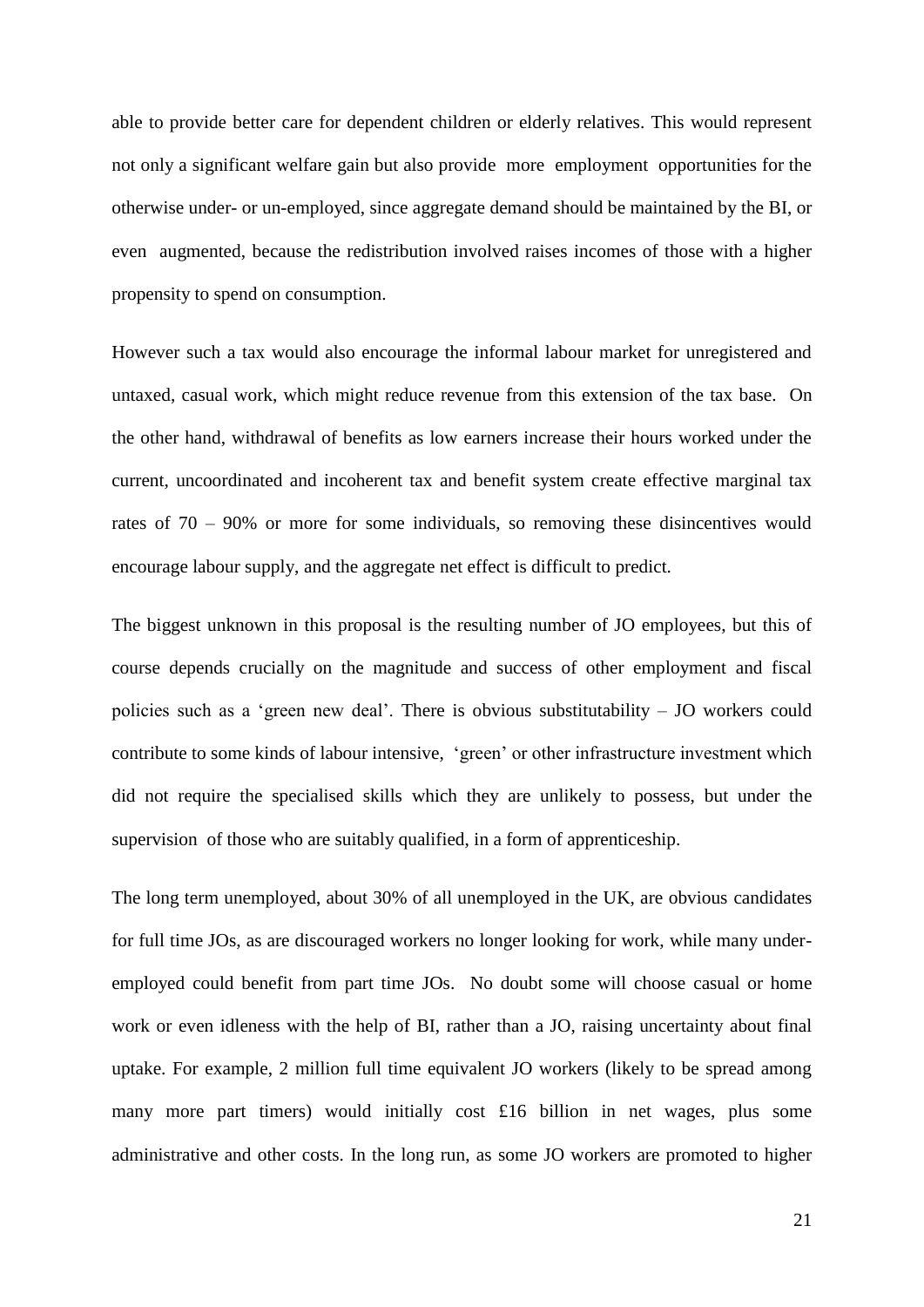able to provide better care for dependent children or elderly relatives. This would represent not only a significant welfare gain but also provide more employment opportunities for the otherwise under- or un-employed, since aggregate demand should be maintained by the BI, or even augmented, because the redistribution involved raises incomes of those with a higher propensity to spend on consumption.

However such a tax would also encourage the informal labour market for unregistered and untaxed, casual work, which might reduce revenue from this extension of the tax base. On the other hand, withdrawal of benefits as low earners increase their hours worked under the current, uncoordinated and incoherent tax and benefit system create effective marginal tax rates of 70 – 90% or more for some individuals, so removing these disincentives would encourage labour supply, and the aggregate net effect is difficult to predict.

The biggest unknown in this proposal is the resulting number of JO employees, but this of course depends crucially on the magnitude and success of other employment and fiscal policies such as a 'green new deal'. There is obvious substitutability – JO workers could contribute to some kinds of labour intensive, 'green' or other infrastructure investment which did not require the specialised skills which they are unlikely to possess, but under the supervision of those who are suitably qualified, in a form of apprenticeship.

The long term unemployed, about 30% of all unemployed in the UK, are obvious candidates for full time JOs, as are discouraged workers no longer looking for work, while many under-employed could benefit from part time JOs. No doubt some will choose casual or home work or even idleness with the help of BI, rather than a JO, raising uncertainty about final uptake. For example, 2 million full time equivalent JO workers (likely to be spread among many more part timers) would initially cost £16 billion in net wages, plus some administrative and other costs. In the long run, as some JO workers are promoted to higher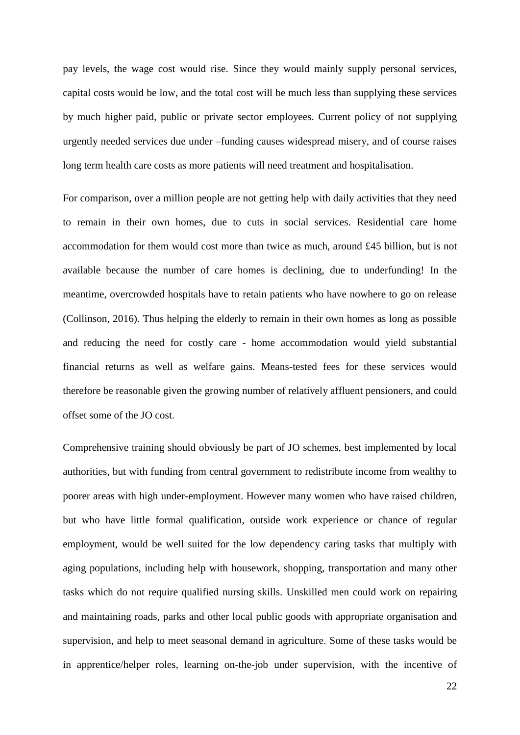pay levels, the wage cost would rise. Since they would mainly supply personal services, capital costs would be low, and the total cost will be much less than supplying these services by much higher paid, public or private sector employees. Current policy of not supplying urgently needed services due under –funding causes widespread misery, and of course raises long term health care costs as more patients will need treatment and hospitalisation.

For comparison, over a million people are not getting help with daily activities that they need to remain in their own homes, due to cuts in social services. Residential care home accommodation for them would cost more than twice as much, around £45 billion, but is not available because the number of care homes is declining, due to underfunding! In the meantime, overcrowded hospitals have to retain patients who have nowhere to go on release (Collinson, 2016). Thus helping the elderly to remain in their own homes as long as possible and reducing the need for costly care - home accommodation would yield substantial financial returns as well as welfare gains. Means-tested fees for these services would therefore be reasonable given the growing number of relatively affluent pensioners, and could offset some of the JO cost.

Comprehensive training should obviously be part of JO schemes, best implemented by local authorities, but with funding from central government to redistribute income from wealthy to poorer areas with high under-employment. However many women who have raised children, but who have little formal qualification, outside work experience or chance of regular employment, would be well suited for the low dependency caring tasks that multiply with aging populations, including help with housework, shopping, transportation and many other tasks which do not require qualified nursing skills. Unskilled men could work on repairing and maintaining roads, parks and other local public goods with appropriate organisation and supervision, and help to meet seasonal demand in agriculture. Some of these tasks would be in apprentice/helper roles, learning on-the-job under supervision, with the incentive of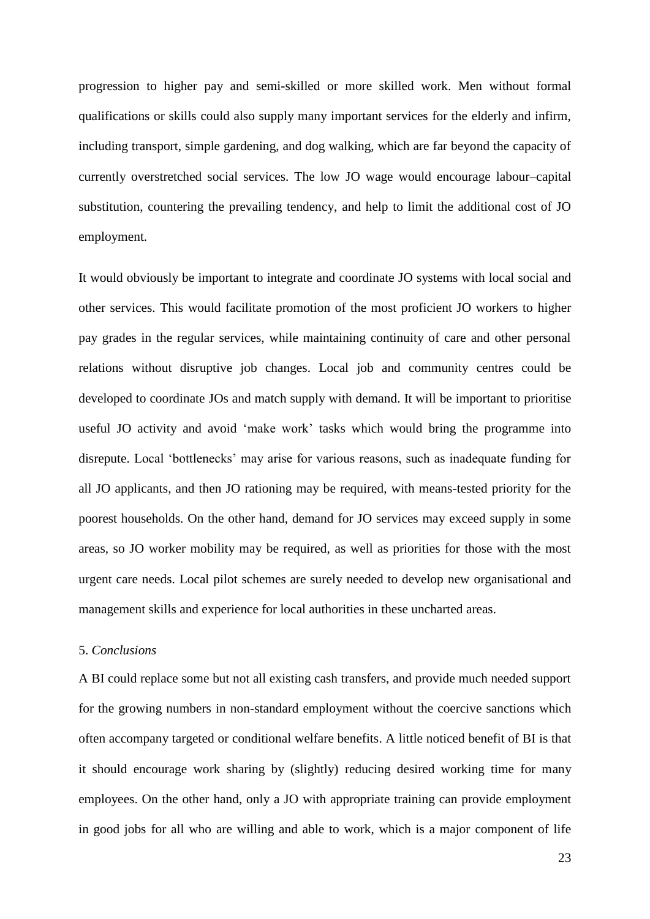progression to higher pay and semi-skilled or more skilled work. Men without formal qualifications or skills could also supply many important services for the elderly and infirm, including transport, simple gardening, and dog walking, which are far beyond the capacity of currently overstretched social services. The low JO wage would encourage labour–capital substitution, countering the prevailing tendency, and help to limit the additional cost of JO employment.

It would obviously be important to integrate and coordinate JO systems with local social and other services. This would facilitate promotion of the most proficient JO workers to higher pay grades in the regular services, while maintaining continuity of care and other personal relations without disruptive job changes. Local job and community centres could be developed to coordinate JOs and match supply with demand. It will be important to prioritise useful JO activity and avoid 'make work' tasks which would bring the programme into disrepute. Local 'bottlenecks' may arise for various reasons, such as inadequate funding for all JO applicants, and then JO rationing may be required, with means-tested priority for the poorest households. On the other hand, demand for JO services may exceed supply in some areas, so JO worker mobility may be required, as well as priorities for those with the most urgent care needs. Local pilot schemes are surely needed to develop new organisational and management skills and experience for local authorities in these uncharted areas.

## 5. *Conclusions*

A BI could replace some but not all existing cash transfers, and provide much needed support for the growing numbers in non-standard employment without the coercive sanctions which often accompany targeted or conditional welfare benefits. A little noticed benefit of BI is that it should encourage work sharing by (slightly) reducing desired working time for many employees. On the other hand, only a JO with appropriate training can provide employment in good jobs for all who are willing and able to work, which is a major component of life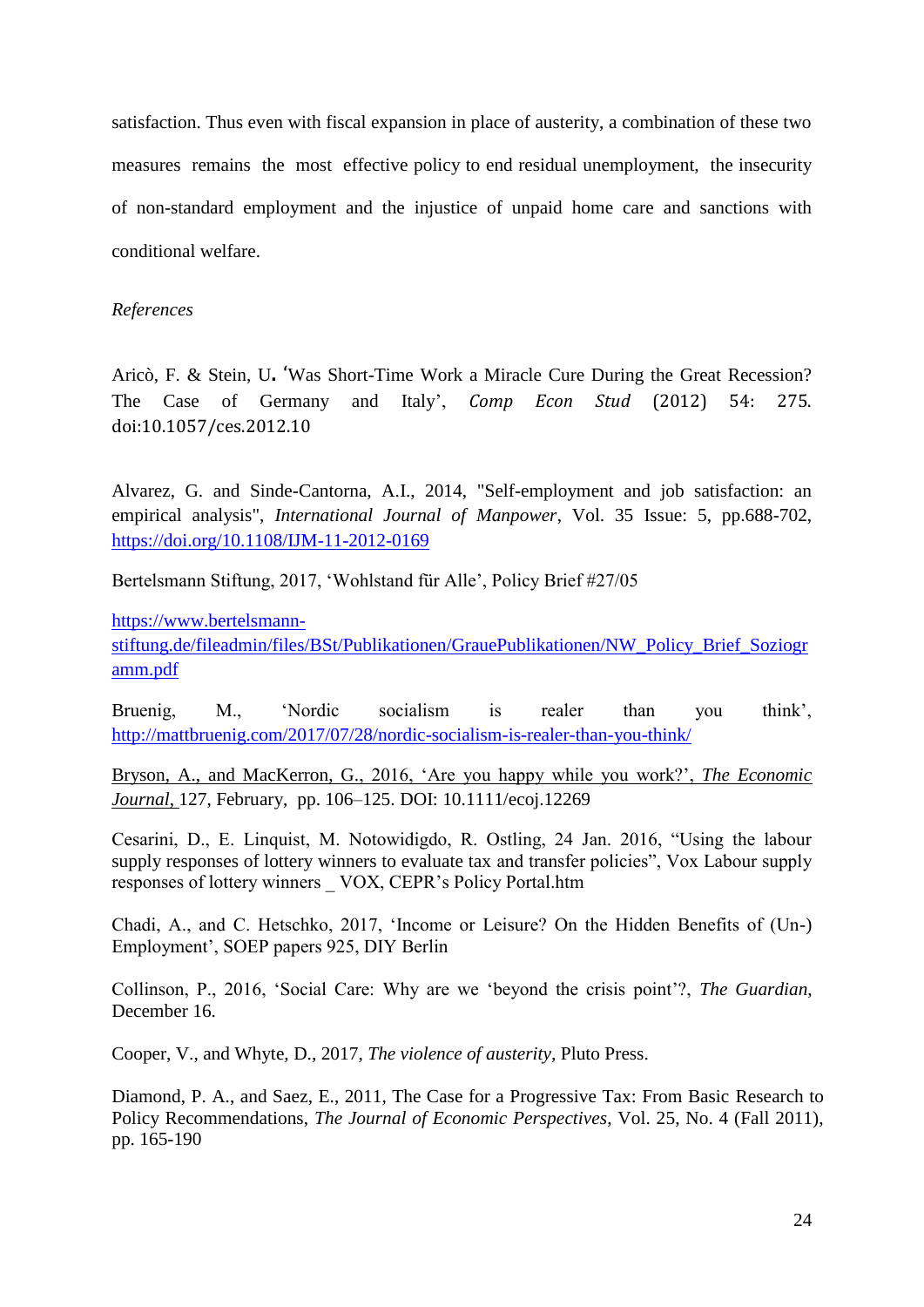satisfaction. Thus even with fiscal expansion in place of austerity, a combination of these two measures remains the most effective policy to end residual unemployment, the insecurity of non-standard employment and the injustice of unpaid home care and sanctions with conditional welfare.

*References*

Aricò, F. & Stein, U**.** 'Was Short-Time Work a Miracle Cure During the Great Recession? The Case of Germany and Italy', *Comp Econ Stud* (2012) 54: 275. doi:10.1057/ces.2012.10

Alvarez, G. and Sinde-Cantorna, A.I., 2014, "Self-employment and job satisfaction: an empirical analysis", *International Journal of Manpower*, Vol. 35 Issue: 5, pp.688-702, https://doi.org/10.1108/IJM-11-2012-0169

Bertelsmann Stiftung, 2017, 'Wohlstand für Alle', Policy Brief #27/05

https://www.bertelsmann-stiftung.de/fileadmin/files/BSt/Publikationen/GrauePublikationen/NW_Policy_Brief_Soziogramm.pdf

Bruenig, M., 'Nordic socialism is realer than you think', http://mattbruenig.com/2017/07/28/nordic-socialism-is-realer-than-you-think/

Bryson, A., and MacKerron, G., 2016, 'Are you happy while you work?', *The Economic Journal*, 127, February, pp. 106–125. DOI: 10.1111/ecoj.12269

Cesarini, D., E. Linquist, M. Notowidigdo, R. Ostling, 24 Jan. 2016, "Using the labour supply responses of lottery winners to evaluate tax and transfer policies", Vox Labour supply responses of lottery winners _ VOX, CEPR's Policy Portal.htm

Chadi, A., and C. Hetschko, 2017, 'Income or Leisure? On the Hidden Benefits of (Un-) Employment', SOEP papers 925, DIY Berlin

Collinson, P., 2016, 'Social Care: Why are we 'beyond the crisis point'?, *The Guardian*, December 16.

Cooper, V., and Whyte, D., 2017, *The violence of austerity*, Pluto Press.

Diamond, P. A., and Saez, E., 2011, The Case for a Progressive Tax: From Basic Research to Policy Recommendations, *The Journal of Economic Perspectives*, Vol. 25, No. 4 (Fall 2011), pp. 165-190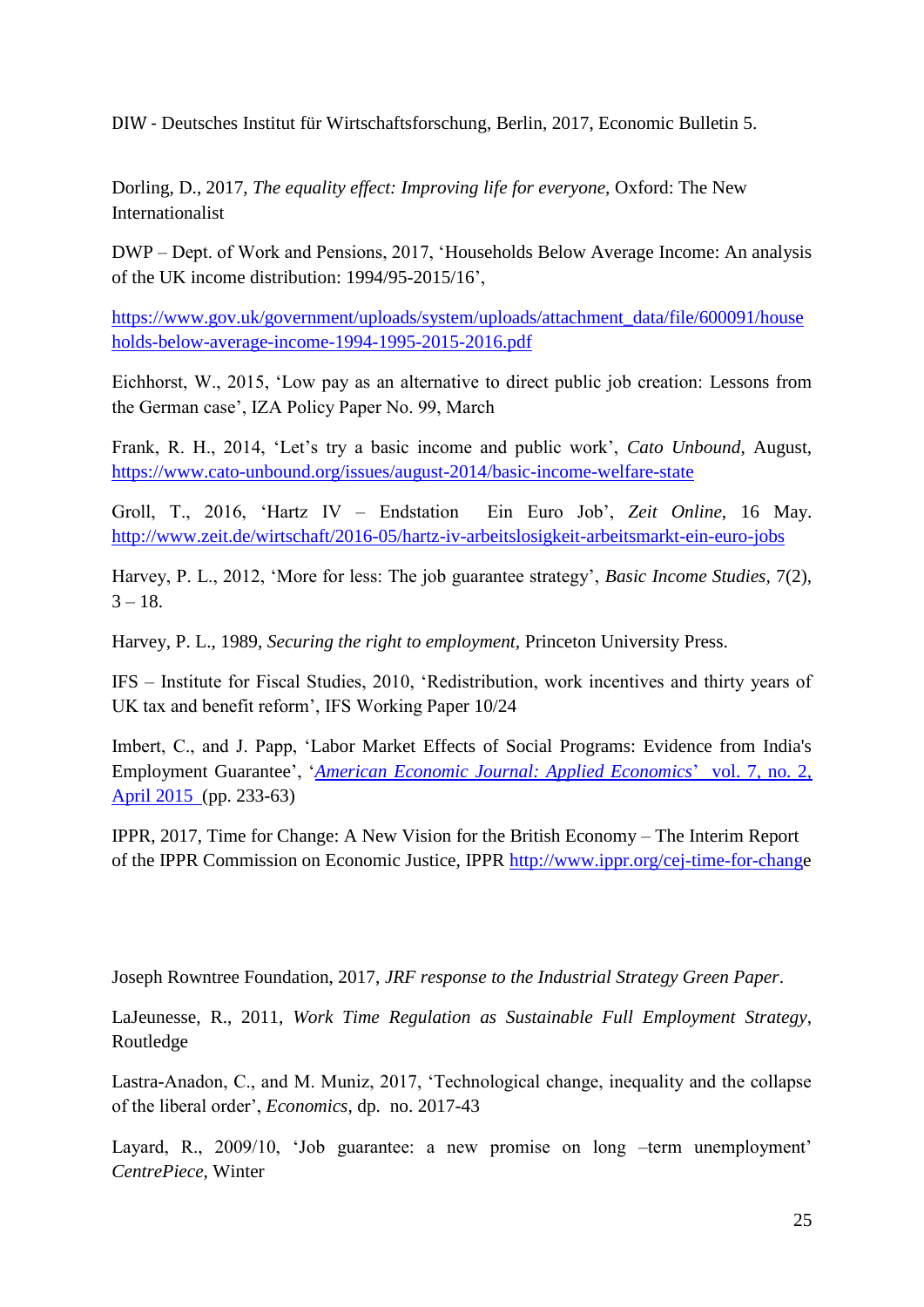DIW - Deutsches Institut für Wirtschaftsforschung, Berlin, 2017, Economic Bulletin 5.

Dorling, D., 2017, *The equality effect: Improving life for everyone,* Oxford: The New Internationalist

DWP – Dept. of Work and Pensions, 2017, 'Households Below Average Income: An analysis of the UK income distribution: 1994/95-2015/16',

https://www.gov.uk/government/uploads/system/uploads/attachment_data/file/600091/households-below-average-income-1994-1995-2015-2016.pdf

Eichhorst, W., 2015, 'Low pay as an alternative to direct public job creation: Lessons from the German case', IZA Policy Paper No. 99, March

Frank, R. H., 2014, 'Let's try a basic income and public work', *Cato Unbound*, August, https://www.cato-unbound.org/issues/august-2014/basic-income-welfare-state

Groll, T., 2016, 'Hartz IV – Endstation Ein Euro Job', *Zeit Online*, 16 May. http://www.zeit.de/wirtschaft/2016-05/hartz-iv-arbeitslosigkeit-arbeitsmarkt-ein-euro-jobs

Harvey, P. L., 2012, 'More for less: The job guarantee strategy', *Basic Income Studies*, 7(2), 3 – 18.

Harvey, P. L., 1989, *Securing the right to employment,* Princeton University Press.

IFS – Institute for Fiscal Studies, 2010, 'Redistribution, work incentives and thirty years of UK tax and benefit reform', IFS Working Paper 10/24

Imbert, C., and J. Papp, 'Labor Market Effects of Social Programs: Evidence from India's Employment Guarantee', '*American Economic Journal: Applied Economics*' vol. 7, no. 2, April 2015 (pp. 233-63)

IPPR, 2017, Time for Change: A New Vision for the British Economy – The Interim Report of the IPPR Commission on Economic Justice, IPPR http://www.ippr.org/cej-time-for-change

Joseph Rowntree Foundation, 2017, *JRF response to the Industrial Strategy Green Paper*.

LaJeunesse, R., 2011, *Work Time Regulation as Sustainable Full Employment Strategy*, Routledge

Lastra-Anadon, C., and M. Muniz, 2017, 'Technological change, inequality and the collapse of the liberal order', *Economics*, dp. no. 2017-43

Layard, R., 2009/10, 'Job guarantee: a new promise on long –term unemployment' *CentrePiece*, Winter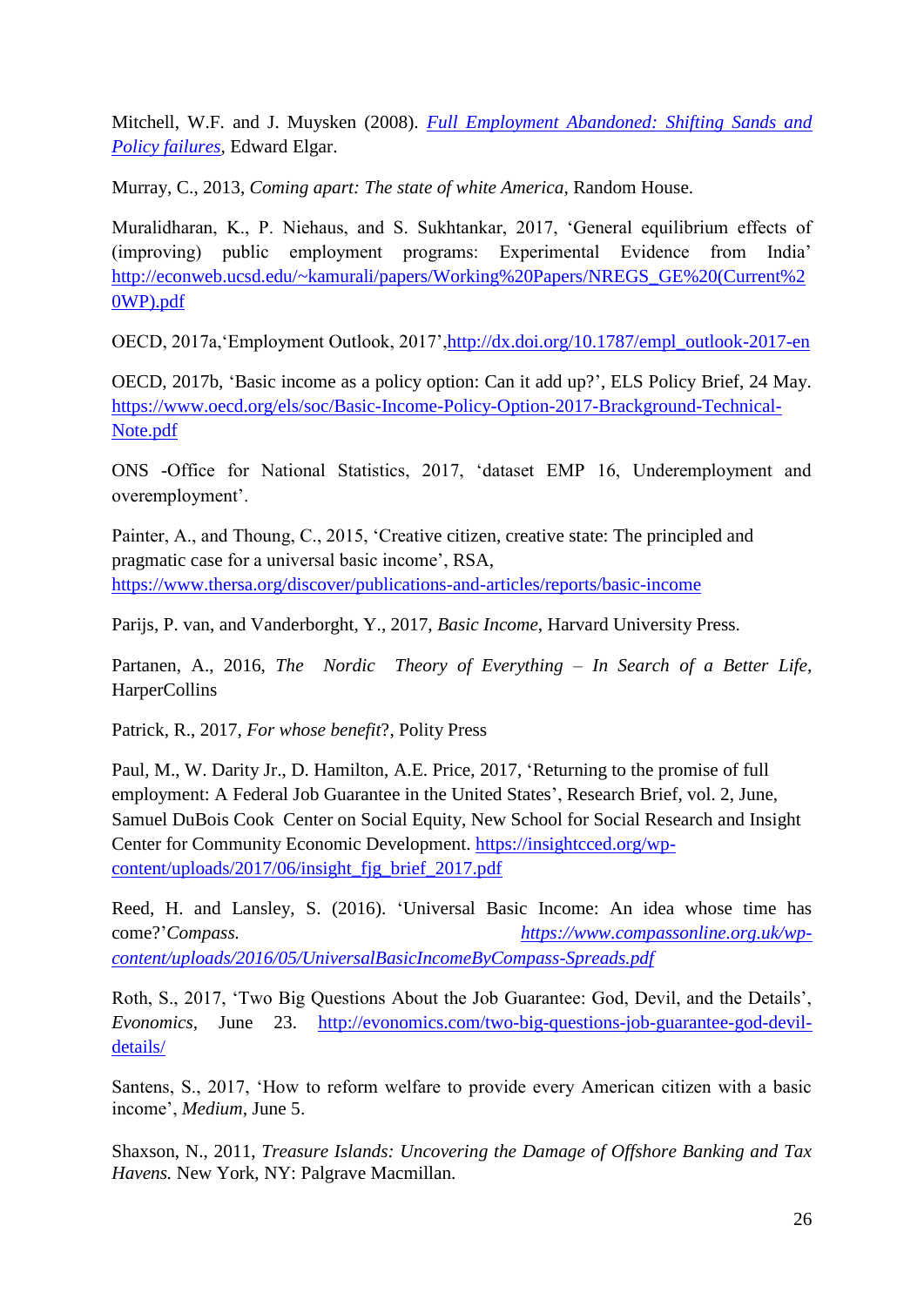Mitchell, W.F. and J. Muysken (2008). *Full Employment Abandoned: Shifting Sands and Policy failures*, Edward Elgar.

Murray, C., 2013, *Coming apart: The state of white America*, Random House.

Muralidharan, K., P. Niehaus, and S. Sukhtankar, 2017, 'General equilibrium effects of (improving) public employment programs: Experimental Evidence from India' http://econweb.ucsd.edu/~kamurali/papers/Working%20Papers/NREGS_GE%20(Current%20WP).pdf

OECD, 2017a,'Employment Outlook, 2017',http://dx.doi.org/10.1787/empl_outlook-2017-en

OECD, 2017b, 'Basic income as a policy option: Can it add up?', ELS Policy Brief, 24 May. https://www.oecd.org/els/soc/Basic-Income-Policy-Option-2017-Brackground-Technical-Note.pdf

ONS -Office for National Statistics, 2017, 'dataset EMP 16, Underemployment and overemployment'.

Painter, A., and Thoung, C., 2015, 'Creative citizen, creative state: The principled and pragmatic case for a universal basic income', RSA, https://www.thersa.org/discover/publications-and-articles/reports/basic-income

Parijs, P. van, and Vanderborght, Y., 2017, *Basic Income*, Harvard University Press.

Partanen, A., 2016, *The Nordic Theory of Everything – In Search of a Better Life*, HarperCollins

Patrick, R., 2017, *For whose benefit*?, Polity Press

Paul, M., W. Darity Jr., D. Hamilton, A.E. Price, 2017, 'Returning to the promise of full employment: A Federal Job Guarantee in the United States', Research Brief, vol. 2, June, Samuel DuBois Cook Center on Social Equity, New School for Social Research and Insight Center for Community Economic Development. https://insightcced.org/wp-content/uploads/2017/06/insight_fjg_brief_2017.pdf

Reed, H. and Lansley, S. (2016). 'Universal Basic Income: An idea whose time has come?'*Compass.* *https://www.compassonline.org.uk/wp-content/uploads/2016/05/UniversalBasicIncomeByCompass-Spreads.pdf*

Roth, S., 2017, 'Two Big Questions About the Job Guarantee: God, Devil, and the Details', *Evonomics*, June 23. http://evonomics.com/two-big-questions-job-guarantee-god-devil-details/

Santens, S., 2017, 'How to reform welfare to provide every American citizen with a basic income', *Medium*, June 5.

Shaxson, N., 2011, *Treasure Islands: Uncovering the Damage of Offshore Banking and Tax Havens.* New York, NY: Palgrave Macmillan.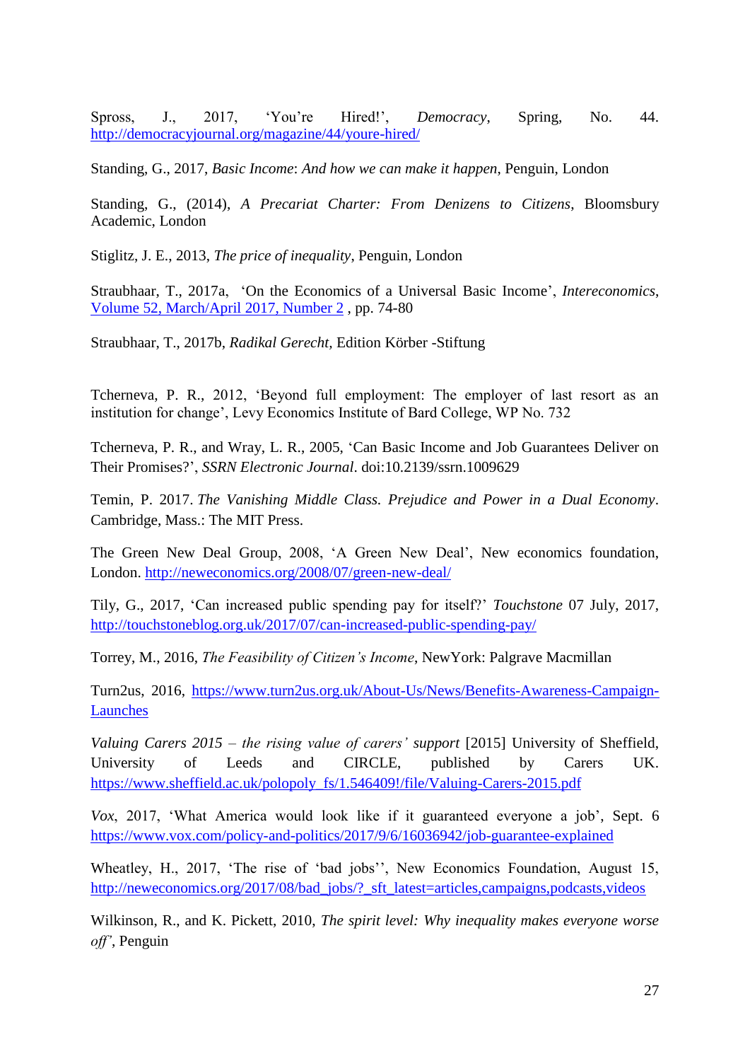Spross, J., 2017, 'You're Hired!', *Democracy*, Spring, No. 44. http://democracyjournal.org/magazine/44/youre-hired/

Standing, G., 2017, *Basic Income*: *And how we can make it happen*, Penguin, London

Standing, G., (2014), *A Precariat Charter: From Denizens to Citizens*, Bloomsbury Academic, London

Stiglitz, J. E., 2013, *The price of inequality*, Penguin, London

Straubhaar, T., 2017a, 'On the Economics of a Universal Basic Income', *Intereconomics*, Volume 52, March/April 2017, Number 2 , pp. 74-80

Straubhaar, T., 2017b, *Radikal Gerecht,* Edition Körber -Stiftung

Tcherneva, P. R., 2012, 'Beyond full employment: The employer of last resort as an institution for change', Levy Economics Institute of Bard College, WP No. 732

Tcherneva, P. R., and Wray, L. R., 2005, 'Can Basic Income and Job Guarantees Deliver on Their Promises?', *SSRN Electronic Journal*. doi:10.2139/ssrn.1009629

Temin, P. 2017. *The Vanishing Middle Class. Prejudice and Power in a Dual Economy*. Cambridge, Mass.: The MIT Press.

The Green New Deal Group, 2008, 'A Green New Deal', New economics foundation, London. http://neweconomics.org/2008/07/green-new-deal/

Tily, G., 2017, 'Can increased public spending pay for itself?' *Touchstone* 07 July, 2017, http://touchstoneblog.org.uk/2017/07/can-increased-public-spending-pay/

Torrey, M., 2016, *The Feasibility of Citizen's Income*, NewYork: Palgrave Macmillan

Turn2us, 2016, https://www.turn2us.org.uk/About-Us/News/Benefits-Awareness-Campaign-Launches

*Valuing Carers 2015 – the rising value of carers' support* [2015] University of Sheffield, University of Leeds and CIRCLE, published by Carers UK. https://www.sheffield.ac.uk/polopoly_fs/1.546409!/file/Valuing-Carers-2015.pdf

*Vox*, 2017, 'What America would look like if it guaranteed everyone a job', Sept. 6 https://www.vox.com/policy-and-politics/2017/9/6/16036942/job-guarantee-explained

Wheatley, H., 2017, 'The rise of 'bad jobs'', New Economics Foundation, August 15, http://neweconomics.org/2017/08/bad_jobs/?_sft_latest=articles,campaigns,podcasts,videos

Wilkinson, R., and K. Pickett, 2010, *The spirit level: Why inequality makes everyone worse off'*, Penguin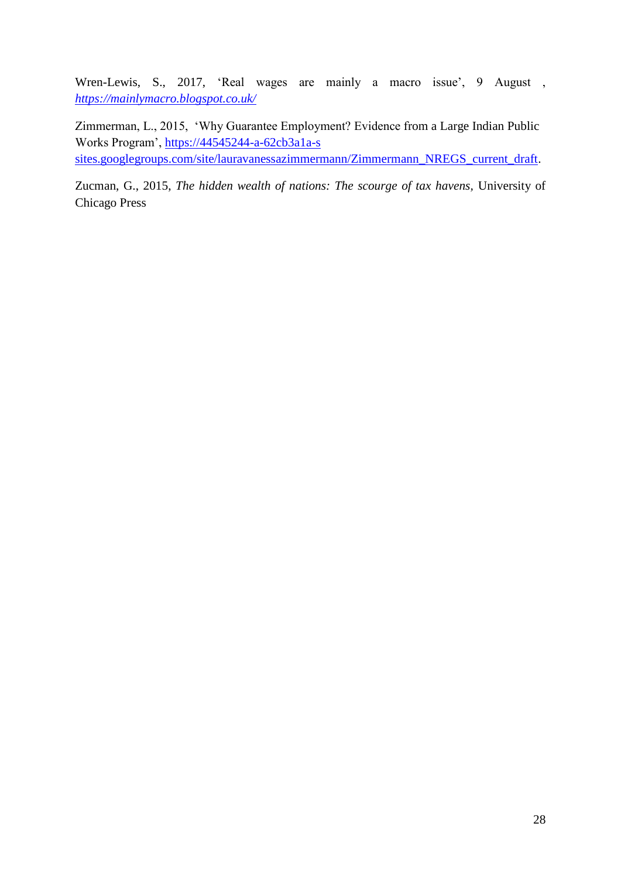Wren-Lewis, S., 2017, 'Real wages are mainly a macro issue', 9 August , *https://mainlymacro.blogspot.co.uk/*

Zimmerman, L., 2015, 'Why Guarantee Employment? Evidence from a Large Indian Public Works Program', https://44545244-a-62cb3a1a-s sites.googlegroups.com/site/lauravanessazimmermann/Zimmermann_NREGS_current_draft.

Zucman, G., 2015, *The hidden wealth of nations: The scourge of tax havens,* University of Chicago Press